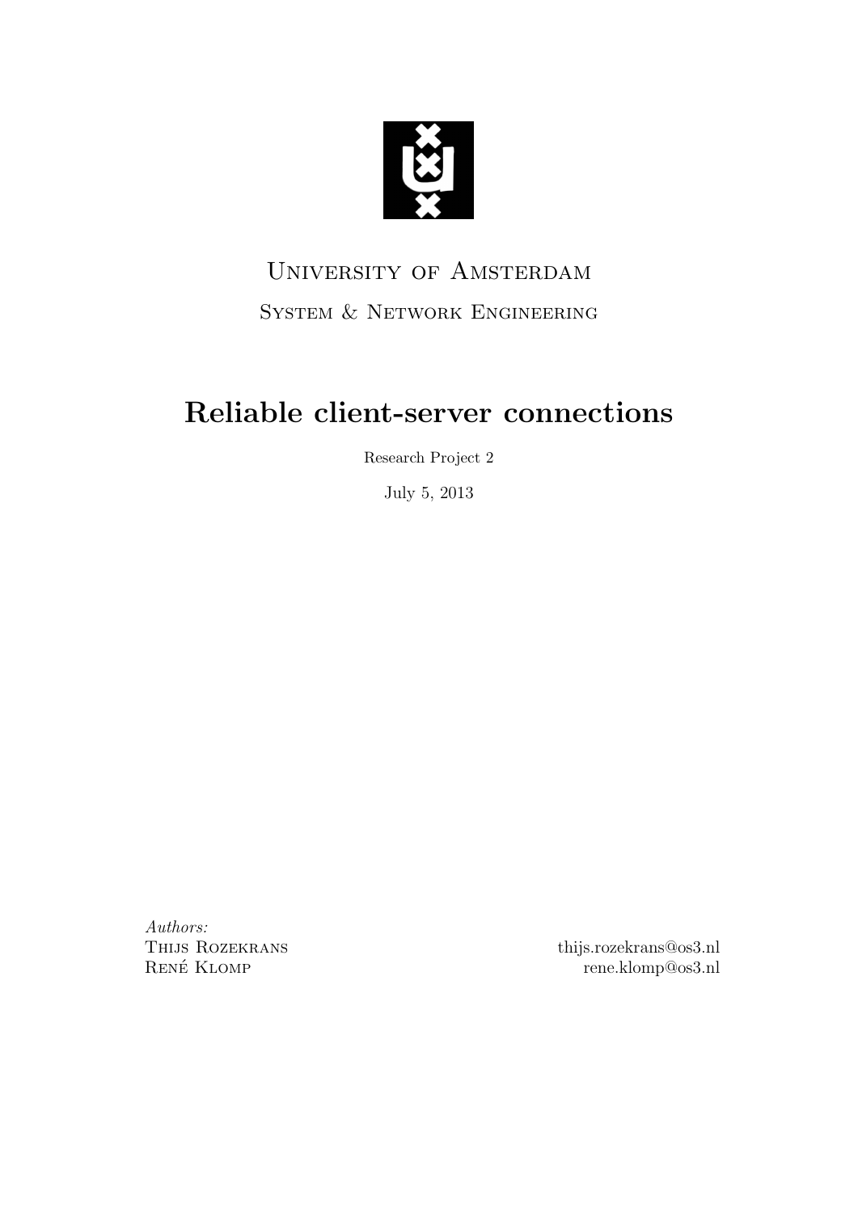University of Amsterdam

System & Network Engineering

# Reliable client-server connections

Research Project 2

July 5, 2013

*Authors:*

Thijs Rozekrans — thijs.rozekrans@os3.nl

René Klomp — rene.klomp@os3.nl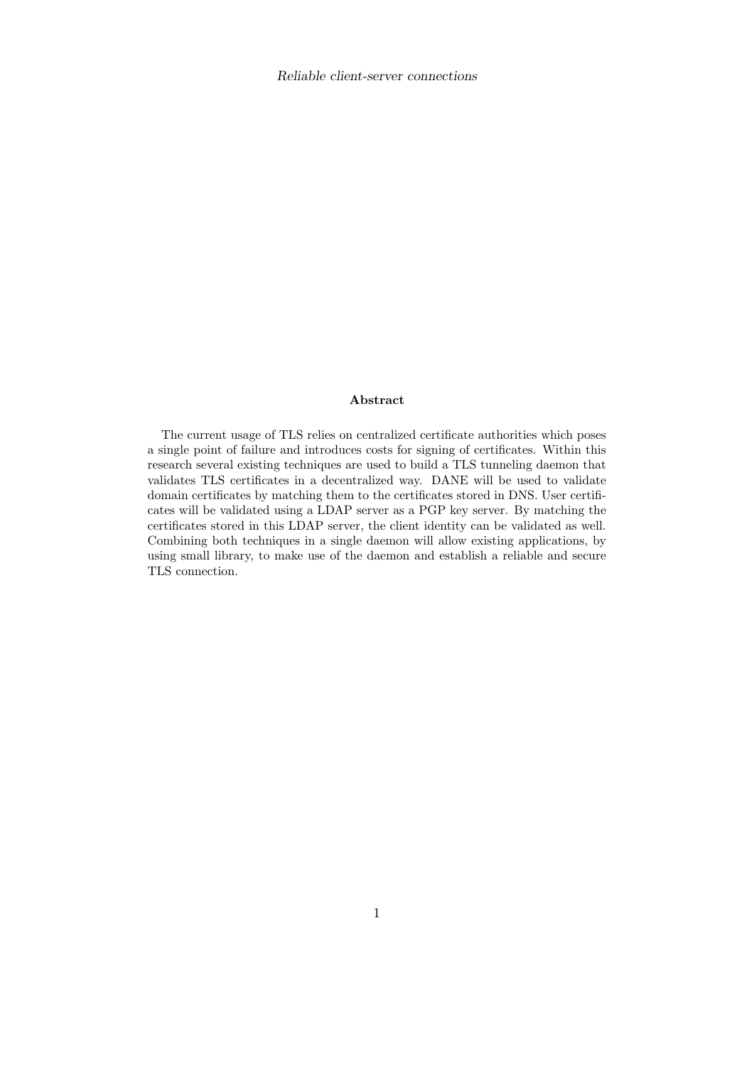**Abstract**

The current usage of TLS relies on centralized certificate authorities which poses a single point of failure and introduces costs for signing of certificates. Within this research several existing techniques are used to build a TLS tunneling daemon that validates TLS certificates in a decentralized way. DANE will be used to validate domain certificates by matching them to the certificates stored in DNS. User certificates will be validated using a LDAP server as a PGP key server. By matching the certificates stored in this LDAP server, the client identity can be validated as well. Combining both techniques in a single daemon will allow existing applications, by using small library, to make use of the daemon and establish a reliable and secure TLS connection.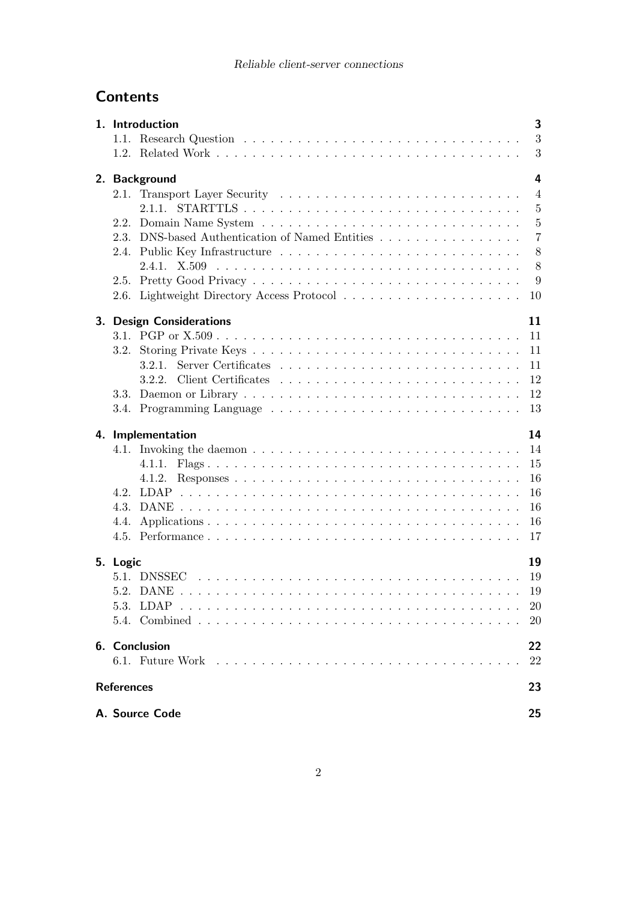# Contents

**1. Introduction** — 3
- 1.1. Research Question — 3
- 1.2. Related Work — 3

**2. Background** — 4
- 2.1. Transport Layer Security — 4
  - 2.1.1. STARTTLS — 5
- 2.2. Domain Name System — 5
- 2.3. DNS-based Authentication of Named Entities — 7
- 2.4. Public Key Infrastructure — 8
  - 2.4.1. X.509 — 8
- 2.5. Pretty Good Privacy — 9
- 2.6. Lightweight Directory Access Protocol — 10

**3. Design Considerations** — 11
- 3.1. PGP or X.509 — 11
- 3.2. Storing Private Keys — 11
  - 3.2.1. Server Certificates — 11
  - 3.2.2. Client Certificates — 12
- 3.3. Daemon or Library — 12
- 3.4. Programming Language — 13

**4. Implementation** — 14
- 4.1. Invoking the daemon — 14
  - 4.1.1. Flags — 15
  - 4.1.2. Responses — 16
- 4.2. LDAP — 16
- 4.3. DANE — 16
- 4.4. Applications — 16
- 4.5. Performance — 17

**5. Logic** — 19
- 5.1. DNSSEC — 19
- 5.2. DANE — 19
- 5.3. LDAP — 20
- 5.4. Combined — 20

**6. Conclusion** — 22
- 6.1. Future Work — 22

**References** — 23

**A. Source Code** — 25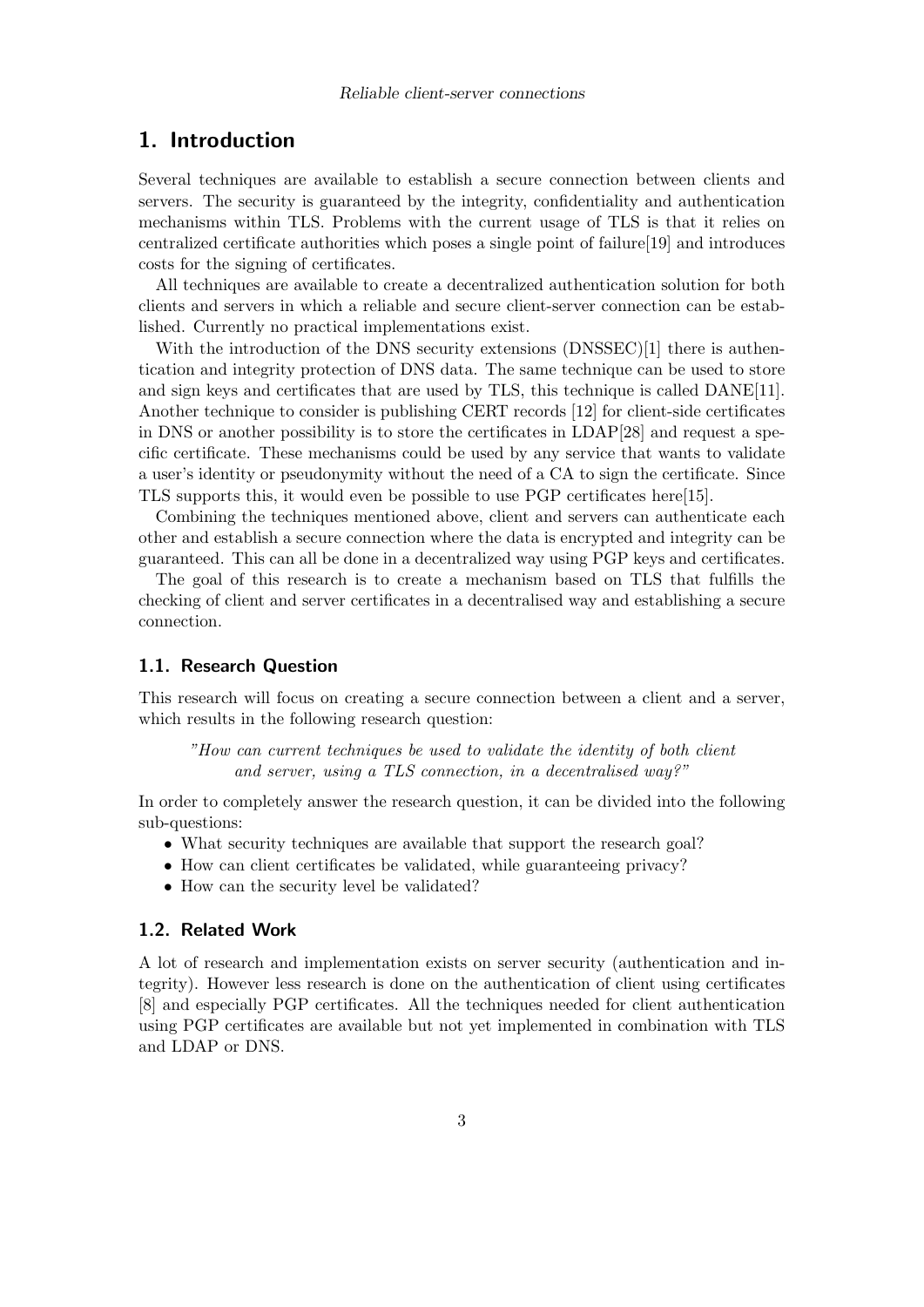# 1. Introduction

Several techniques are available to establish a secure connection between clients and servers. The security is guaranteed by the integrity, confidentiality and authentication mechanisms within TLS. Problems with the current usage of TLS is that it relies on centralized certificate authorities which poses a single point of failure[19] and introduces costs for the signing of certificates.

All techniques are available to create a decentralized authentication solution for both clients and servers in which a reliable and secure client-server connection can be established. Currently no practical implementations exist.

With the introduction of the DNS security extensions (DNSSEC)[1] there is authentication and integrity protection of DNS data. The same technique can be used to store and sign keys and certificates that are used by TLS, this technique is called DANE[11]. Another technique to consider is publishing CERT records [12] for client-side certificates in DNS or another possibility is to store the certificates in LDAP[28] and request a specific certificate. These mechanisms could be used by any service that wants to validate a user's identity or pseudonymity without the need of a CA to sign the certificate. Since TLS supports this, it would even be possible to use PGP certificates here[15].

Combining the techniques mentioned above, client and servers can authenticate each other and establish a secure connection where the data is encrypted and integrity can be guaranteed. This can all be done in a decentralized way using PGP keys and certificates.

The goal of this research is to create a mechanism based on TLS that fulfills the checking of client and server certificates in a decentralised way and establishing a secure connection.

## 1.1. Research Question

This research will focus on creating a secure connection between a client and a server, which results in the following research question:

> *"How can current techniques be used to validate the identity of both client and server, using a TLS connection, in a decentralised way?"*

In order to completely answer the research question, it can be divided into the following sub-questions:

- What security techniques are available that support the research goal?
- How can client certificates be validated, while guaranteeing privacy?
- How can the security level be validated?

## 1.2. Related Work

A lot of research and implementation exists on server security (authentication and integrity). However less research is done on the authentication of client using certificates [8] and especially PGP certificates. All the techniques needed for client authentication using PGP certificates are available but not yet implemented in combination with TLS and LDAP or DNS.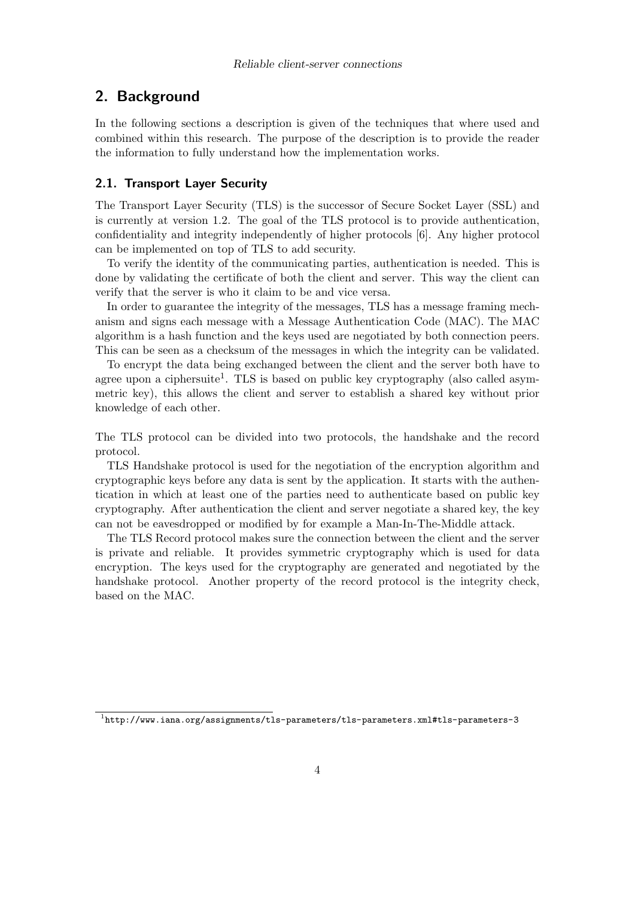## 2. Background

In the following sections a description is given of the techniques that where used and combined within this research. The purpose of the description is to provide the reader the information to fully understand how the implementation works.

### 2.1. Transport Layer Security

The Transport Layer Security (TLS) is the successor of Secure Socket Layer (SSL) and is currently at version 1.2. The goal of the TLS protocol is to provide authentication, confidentiality and integrity independently of higher protocols [6]. Any higher protocol can be implemented on top of TLS to add security.

To verify the identity of the communicating parties, authentication is needed. This is done by validating the certificate of both the client and server. This way the client can verify that the server is who it claim to be and vice versa.

In order to guarantee the integrity of the messages, TLS has a message framing mechanism and signs each message with a Message Authentication Code (MAC). The MAC algorithm is a hash function and the keys used are negotiated by both connection peers. This can be seen as a checksum of the messages in which the integrity can be validated.

To encrypt the data being exchanged between the client and the server both have to agree upon a ciphersuite[1]. TLS is based on public key cryptography (also called asymmetric key), this allows the client and server to establish a shared key without prior knowledge of each other.

The TLS protocol can be divided into two protocols, the handshake and the record protocol.

TLS Handshake protocol is used for the negotiation of the encryption algorithm and cryptographic keys before any data is sent by the application. It starts with the authentication in which at least one of the parties need to authenticate based on public key cryptography. After authentication the client and server negotiate a shared key, the key can not be eavesdropped or modified by for example a Man-In-The-Middle attack.

The TLS Record protocol makes sure the connection between the client and the server is private and reliable. It provides symmetric cryptography which is used for data encryption. The keys used for the cryptography are generated and negotiated by the handshake protocol. Another property of the record protocol is the integrity check, based on the MAC.

[1] http://www.iana.org/assignments/tls-parameters/tls-parameters.xml#tls-parameters-3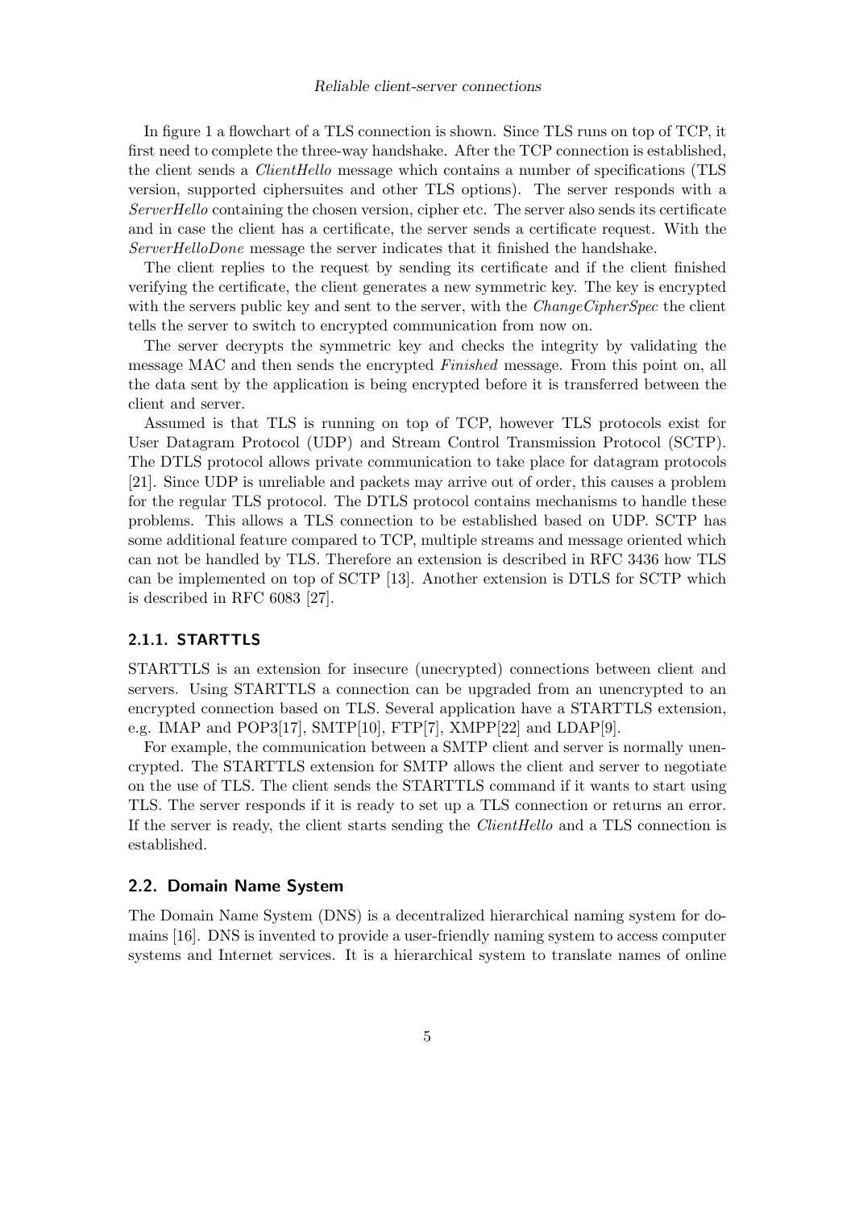In figure 1 a flowchart of a TLS connection is shown. Since TLS runs on top of TCP, it first need to complete the three-way handshake. After the TCP connection is established, the client sends a *ClientHello* message which contains a number of specifications (TLS version, supported ciphersuites and other TLS options). The server responds with a *ServerHello* containing the chosen version, cipher etc. The server also sends its certificate and in case the client has a certificate, the server sends a certificate request. With the *ServerHelloDone* message the server indicates that it finished the handshake.

The client replies to the request by sending its certificate and if the client finished verifying the certificate, the client generates a new symmetric key. The key is encrypted with the servers public key and sent to the server, with the *ChangeCipherSpec* the client tells the server to switch to encrypted communication from now on.

The server decrypts the symmetric key and checks the integrity by validating the message MAC and then sends the encrypted *Finished* message. From this point on, all the data sent by the application is being encrypted before it is transferred between the client and server.

Assumed is that TLS is running on top of TCP, however TLS protocols exist for User Datagram Protocol (UDP) and Stream Control Transmission Protocol (SCTP). The DTLS protocol allows private communication to take place for datagram protocols [21]. Since UDP is unreliable and packets may arrive out of order, this causes a problem for the regular TLS protocol. The DTLS protocol contains mechanisms to handle these problems. This allows a TLS connection to be established based on UDP. SCTP has some additional feature compared to TCP, multiple streams and message oriented which can not be handled by TLS. Therefore an extension is described in RFC 3436 how TLS can be implemented on top of SCTP [13]. Another extension is DTLS for SCTP which is described in RFC 6083 [27].

### 2.1.1. STARTTLS

STARTTLS is an extension for insecure (unecrypted) connections between client and servers. Using STARTTLS a connection can be upgraded from an unencrypted to an encrypted connection based on TLS. Several application have a STARTTLS extension, e.g. IMAP and POP3[17], SMTP[10], FTP[7], XMPP[22] and LDAP[9].

For example, the communication between a SMTP client and server is normally unencrypted. The STARTTLS extension for SMTP allows the client and server to negotiate on the use of TLS. The client sends the STARTTLS command if it wants to start using TLS. The server responds if it is ready to set up a TLS connection or returns an error. If the server is ready, the client starts sending the *ClientHello* and a TLS connection is established.

## 2.2. Domain Name System

The Domain Name System (DNS) is a decentralized hierarchical naming system for domains [16]. DNS is invented to provide a user-friendly naming system to access computer systems and Internet services. It is a hierarchical system to translate names of online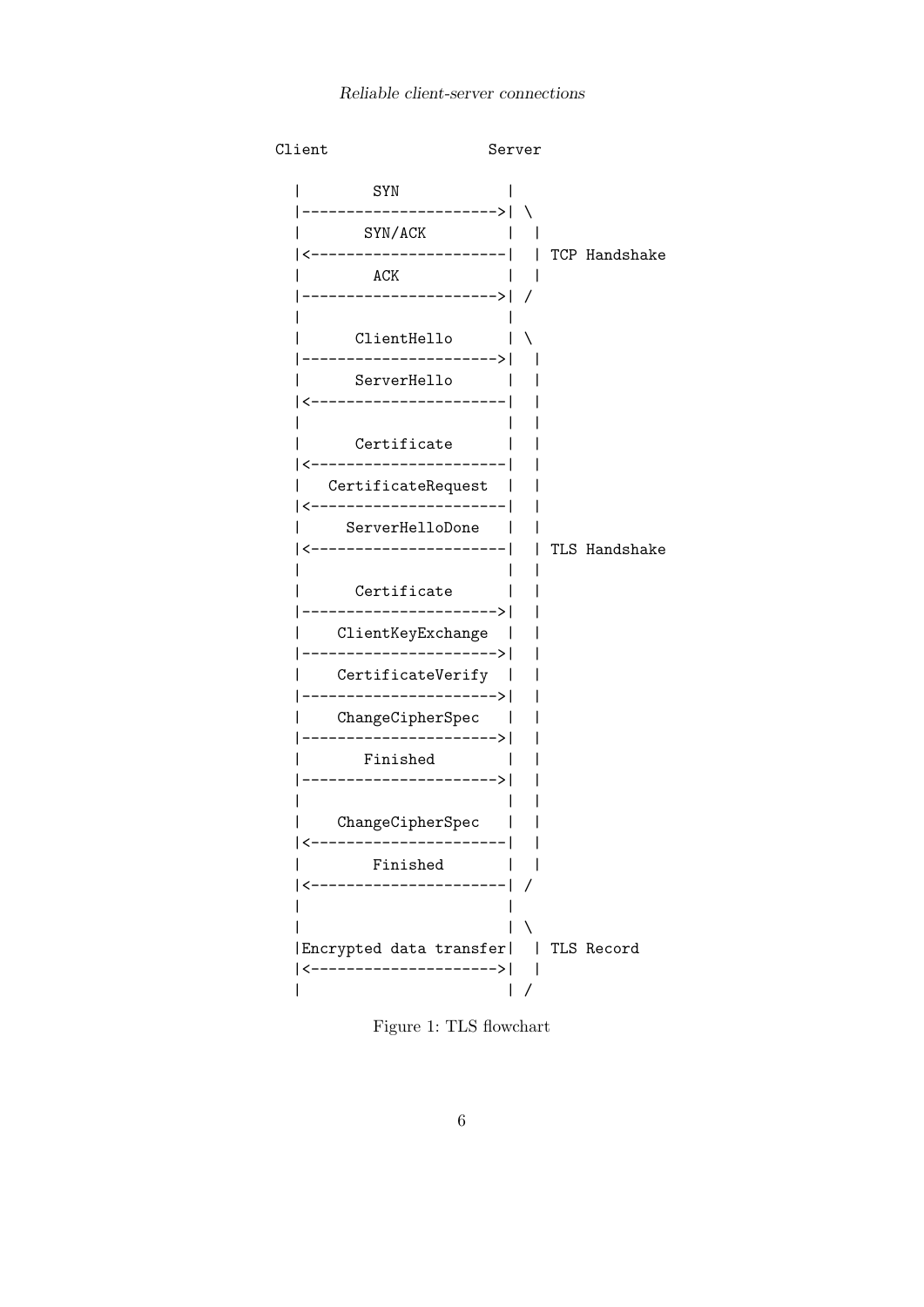```
Client                  Server

  |        SYN            |
  |---------------------->| \
  |       SYN/ACK         |  |
  |<----------------------|  | TCP Handshake
  |        ACK            |  |
  |---------------------->| /
  |                       |
  |      ClientHello      | \
  |---------------------->|  |
  |      ServerHello      |  |
  |<----------------------|  |
  |                       |  |
  |      Certificate      |  |
  |<----------------------|  |
  |   CertificateRequest  |  |
  |<----------------------|  |
  |     ServerHelloDone   |  |
  |<----------------------|  | TLS Handshake
  |                       |  |
  |      Certificate      |  |
  |---------------------->|  |
  |    ClientKeyExchange  |  |
  |---------------------->|  |
  |    CertificateVerify  |  |
  |---------------------->|  |
  |    ChangeCipherSpec   |  |
  |---------------------->|  |
  |       Finished        |  |
  |---------------------->|  |
  |                       |  |
  |    ChangeCipherSpec   |  |
  |<----------------------|  |
  |        Finished       |  |
  |<----------------------| /
  |                       |
  |                       | \
  |Encrypted data transfer|  | TLS Record
  |<--------------------->|  |
  |                       | /
```

Figure 1: TLS flowchart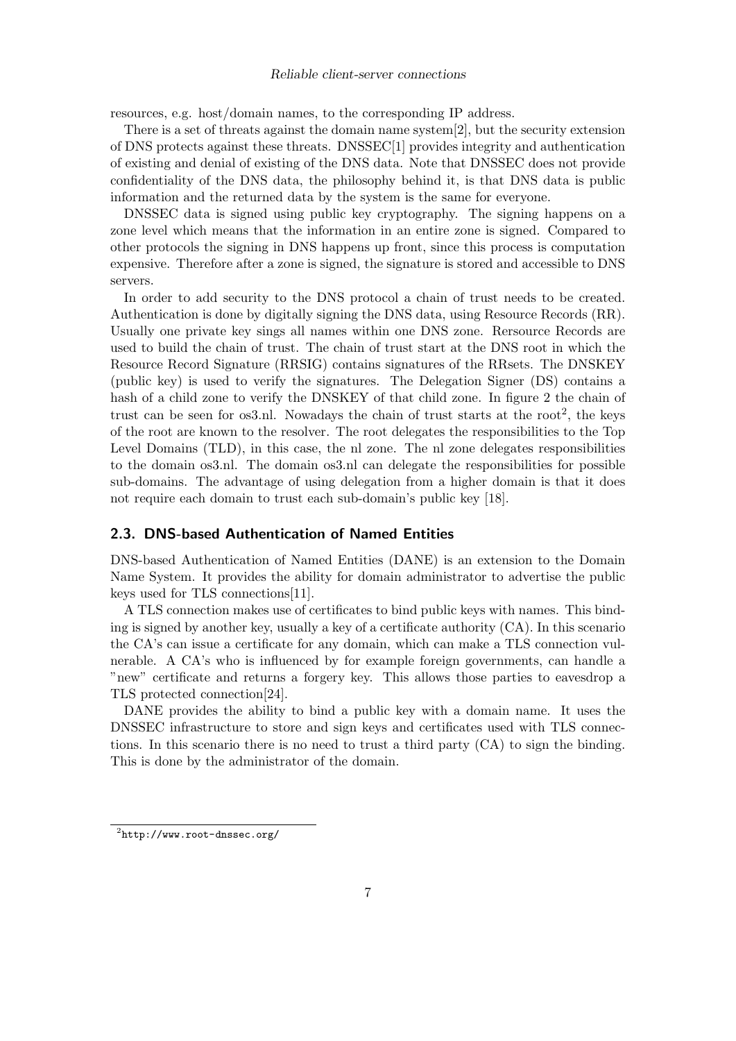resources, e.g. host/domain names, to the corresponding IP address.

There is a set of threats against the domain name system[2], but the security extension of DNS protects against these threats. DNSSEC[1] provides integrity and authentication of existing and denial of existing of the DNS data. Note that DNSSEC does not provide confidentiality of the DNS data, the philosophy behind it, is that DNS data is public information and the returned data by the system is the same for everyone.

DNSSEC data is signed using public key cryptography. The signing happens on a zone level which means that the information in an entire zone is signed. Compared to other protocols the signing in DNS happens up front, since this process is computation expensive. Therefore after a zone is signed, the signature is stored and accessible to DNS servers.

In order to add security to the DNS protocol a chain of trust needs to be created. Authentication is done by digitally signing the DNS data, using Resource Records (RR). Usually one private key sings all names within one DNS zone. Rersource Records are used to build the chain of trust. The chain of trust start at the DNS root in which the Resource Record Signature (RRSIG) contains signatures of the RRsets. The DNSKEY (public key) is used to verify the signatures. The Delegation Signer (DS) contains a hash of a child zone to verify the DNSKEY of that child zone. In figure 2 the chain of trust can be seen for os3.nl. Nowadays the chain of trust starts at the root[2], the keys of the root are known to the resolver. The root delegates the responsibilities to the Top Level Domains (TLD), in this case, the nl zone. The nl zone delegates responsibilities to the domain os3.nl. The domain os3.nl can delegate the responsibilities for possible sub-domains. The advantage of using delegation from a higher domain is that it does not require each domain to trust each sub-domain's public key [18].

## 2.3. DNS-based Authentication of Named Entities

DNS-based Authentication of Named Entities (DANE) is an extension to the Domain Name System. It provides the ability for domain administrator to advertise the public keys used for TLS connections[11].

A TLS connection makes use of certificates to bind public keys with names. This binding is signed by another key, usually a key of a certificate authority (CA). In this scenario the CA's can issue a certificate for any domain, which can make a TLS connection vulnerable. A CA's who is influenced by for example foreign governments, can handle a "new" certificate and returns a forgery key. This allows those parties to eavesdrop a TLS protected connection[24].

DANE provides the ability to bind a public key with a domain name. It uses the DNSSEC infrastructure to store and sign keys and certificates used with TLS connections. In this scenario there is no need to trust a third party (CA) to sign the binding. This is done by the administrator of the domain.

[2]http://www.root-dnssec.org/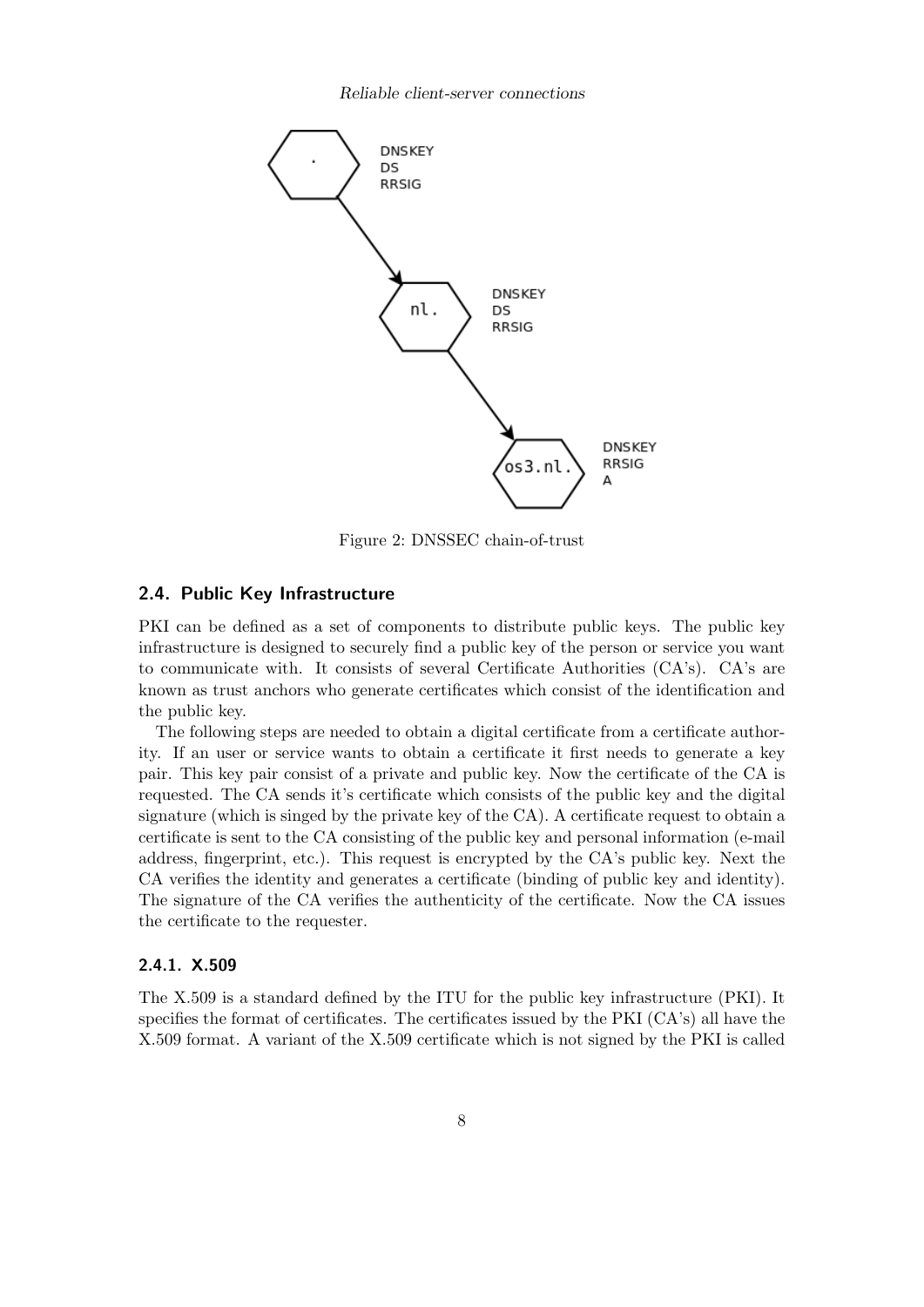Figure 2: DNSSEC chain-of-trust

### 2.4. Public Key Infrastructure

PKI can be defined as a set of components to distribute public keys. The public key infrastructure is designed to securely find a public key of the person or service you want to communicate with. It consists of several Certificate Authorities (CA's). CA's are known as trust anchors who generate certificates which consist of the identification and the public key.

The following steps are needed to obtain a digital certificate from a certificate authority. If an user or service wants to obtain a certificate it first needs to generate a key pair. This key pair consist of a private and public key. Now the certificate of the CA is requested. The CA sends it's certificate which consists of the public key and the digital signature (which is singed by the private key of the CA). A certificate request to obtain a certificate is sent to the CA consisting of the public key and personal information (e-mail address, fingerprint, etc.). This request is encrypted by the CA's public key. Next the CA verifies the identity and generates a certificate (binding of public key and identity). The signature of the CA verifies the authenticity of the certificate. Now the CA issues the certificate to the requester.

#### 2.4.1. X.509

The X.509 is a standard defined by the ITU for the public key infrastructure (PKI). It specifies the format of certificates. The certificates issued by the PKI (CA's) all have the X.509 format. A variant of the X.509 certificate which is not signed by the PKI is called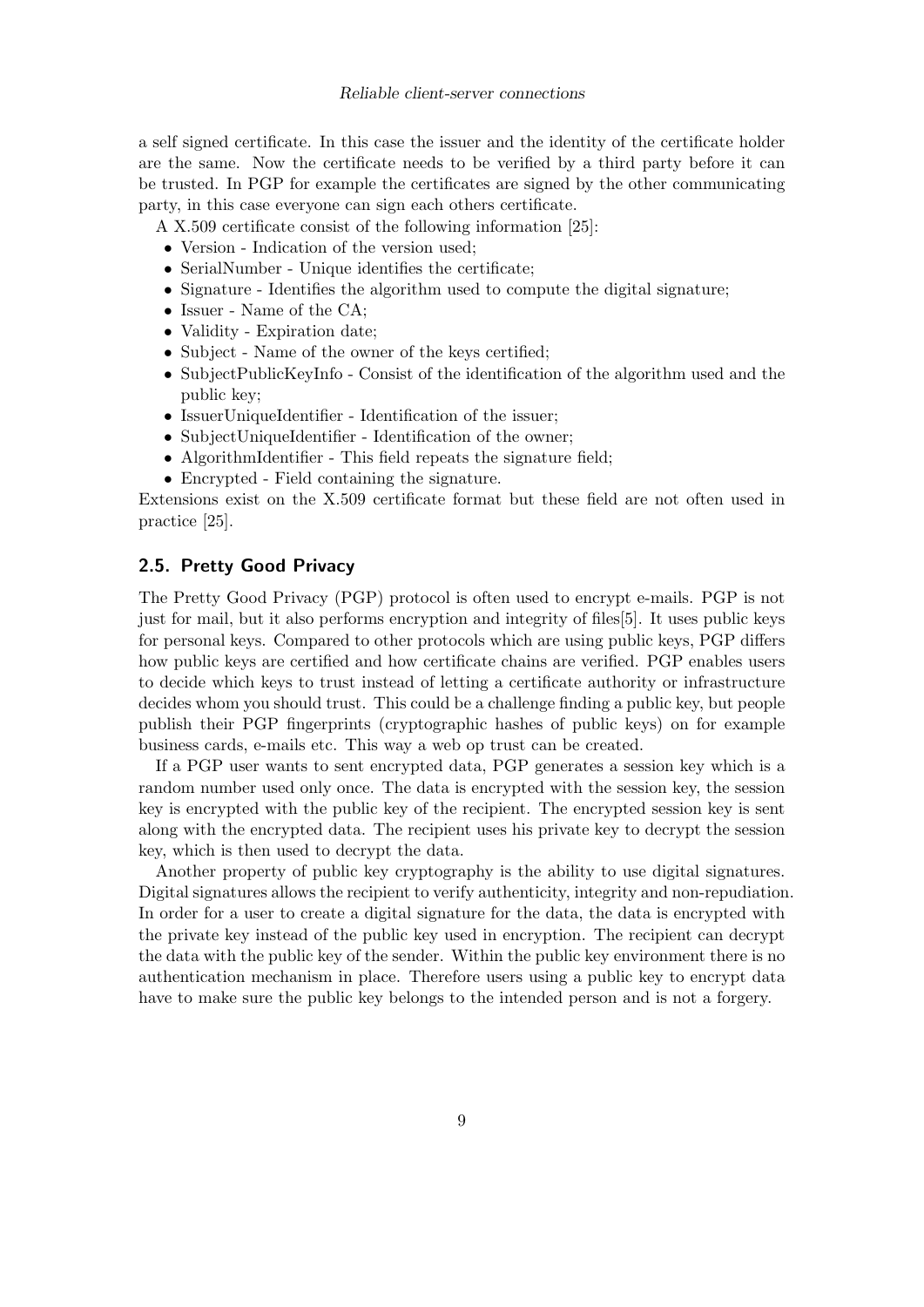a self signed certificate. In this case the issuer and the identity of the certificate holder are the same. Now the certificate needs to be verified by a third party before it can be trusted. In PGP for example the certificates are signed by the other communicating party, in this case everyone can sign each others certificate.

A X.509 certificate consist of the following information [25]:

- Version - Indication of the version used;
- SerialNumber - Unique identifies the certificate;
- Signature - Identifies the algorithm used to compute the digital signature;
- Issuer - Name of the CA;
- Validity - Expiration date;
- Subject - Name of the owner of the keys certified;
- SubjectPublicKeyInfo - Consist of the identification of the algorithm used and the public key;
- IssuerUniqueIdentifier - Identification of the issuer;
- SubjectUniqueIdentifier - Identification of the owner;
- AlgorithmIdentifier - This field repeats the signature field;
- Encrypted - Field containing the signature.

Extensions exist on the X.509 certificate format but these field are not often used in practice [25].

## 2.5. Pretty Good Privacy

The Pretty Good Privacy (PGP) protocol is often used to encrypt e-mails. PGP is not just for mail, but it also performs encryption and integrity of files[5]. It uses public keys for personal keys. Compared to other protocols which are using public keys, PGP differs how public keys are certified and how certificate chains are verified. PGP enables users to decide which keys to trust instead of letting a certificate authority or infrastructure decides whom you should trust. This could be a challenge finding a public key, but people publish their PGP fingerprints (cryptographic hashes of public keys) on for example business cards, e-mails etc. This way a web op trust can be created.

If a PGP user wants to sent encrypted data, PGP generates a session key which is a random number used only once. The data is encrypted with the session key, the session key is encrypted with the public key of the recipient. The encrypted session key is sent along with the encrypted data. The recipient uses his private key to decrypt the session key, which is then used to decrypt the data.

Another property of public key cryptography is the ability to use digital signatures. Digital signatures allows the recipient to verify authenticity, integrity and non-repudiation. In order for a user to create a digital signature for the data, the data is encrypted with the private key instead of the public key used in encryption. The recipient can decrypt the data with the public key of the sender. Within the public key environment there is no authentication mechanism in place. Therefore users using a public key to encrypt data have to make sure the public key belongs to the intended person and is not a forgery.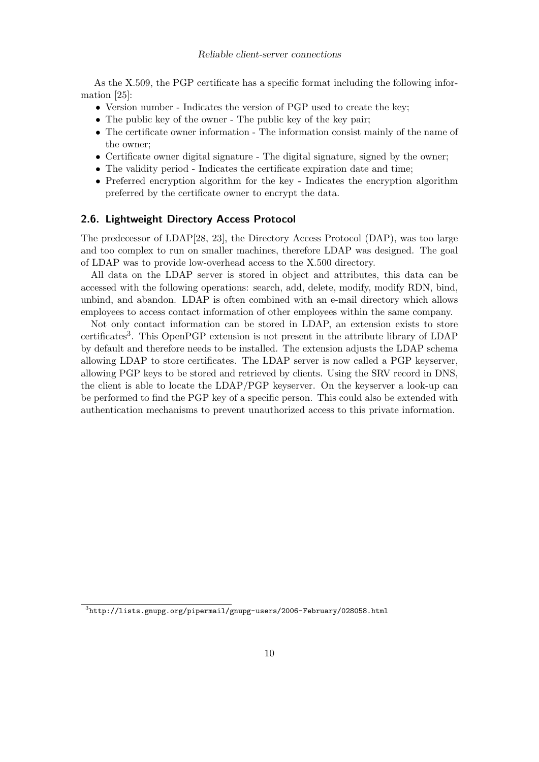As the X.509, the PGP certificate has a specific format including the following information [25]:

- Version number - Indicates the version of PGP used to create the key;
- The public key of the owner - The public key of the key pair;
- The certificate owner information - The information consist mainly of the name of the owner;
- Certificate owner digital signature - The digital signature, signed by the owner;
- The validity period - Indicates the certificate expiration date and time;
- Preferred encryption algorithm for the key - Indicates the encryption algorithm preferred by the certificate owner to encrypt the data.

## 2.6. Lightweight Directory Access Protocol

The predecessor of LDAP[28, 23], the Directory Access Protocol (DAP), was too large and too complex to run on smaller machines, therefore LDAP was designed. The goal of LDAP was to provide low-overhead access to the X.500 directory.

All data on the LDAP server is stored in object and attributes, this data can be accessed with the following operations: search, add, delete, modify, modify RDN, bind, unbind, and abandon. LDAP is often combined with an e-mail directory which allows employees to access contact information of other employees within the same company.

Not only contact information can be stored in LDAP, an extension exists to store certificates[3]. This OpenPGP extension is not present in the attribute library of LDAP by default and therefore needs to be installed. The extension adjusts the LDAP schema allowing LDAP to store certificates. The LDAP server is now called a PGP keyserver, allowing PGP keys to be stored and retrieved by clients. Using the SRV record in DNS, the client is able to locate the LDAP/PGP keyserver. On the keyserver a look-up can be performed to find the PGP key of a specific person. This could also be extended with authentication mechanisms to prevent unauthorized access to this private information.

[3] http://lists.gnupg.org/pipermail/gnupg-users/2006-February/028058.html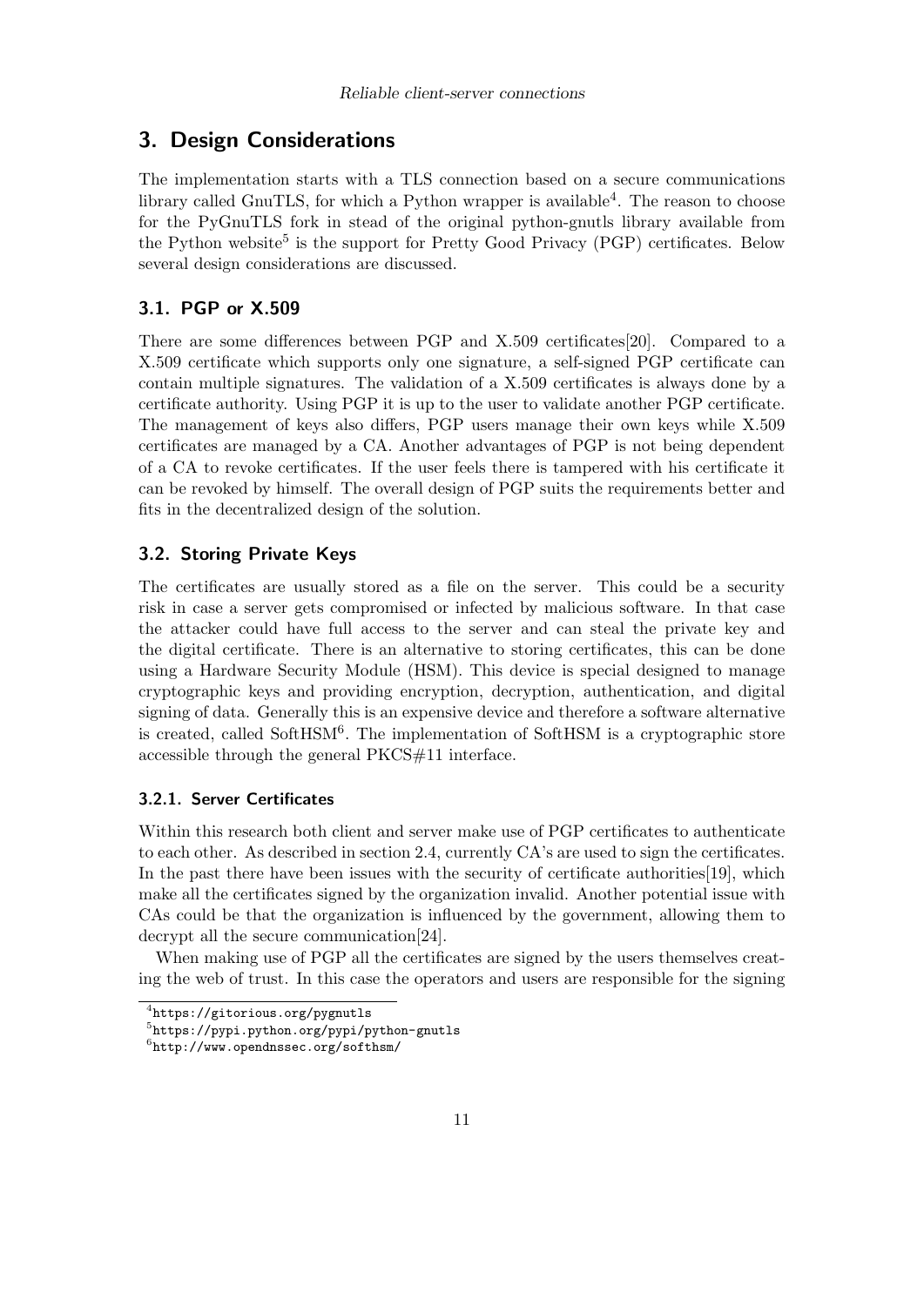# 3. Design Considerations

The implementation starts with a TLS connection based on a secure communications library called GnuTLS, for which a Python wrapper is available[4]. The reason to choose for the PyGnuTLS fork in stead of the original python-gnutls library available from the Python website[5] is the support for Pretty Good Privacy (PGP) certificates. Below several design considerations are discussed.

## 3.1. PGP or X.509

There are some differences between PGP and X.509 certificates[20]. Compared to a X.509 certificate which supports only one signature, a self-signed PGP certificate can contain multiple signatures. The validation of a X.509 certificates is always done by a certificate authority. Using PGP it is up to the user to validate another PGP certificate. The management of keys also differs, PGP users manage their own keys while X.509 certificates are managed by a CA. Another advantages of PGP is not being dependent of a CA to revoke certificates. If the user feels there is tampered with his certificate it can be revoked by himself. The overall design of PGP suits the requirements better and fits in the decentralized design of the solution.

## 3.2. Storing Private Keys

The certificates are usually stored as a file on the server. This could be a security risk in case a server gets compromised or infected by malicious software. In that case the attacker could have full access to the server and can steal the private key and the digital certificate. There is an alternative to storing certificates, this can be done using a Hardware Security Module (HSM). This device is special designed to manage cryptographic keys and providing encryption, decryption, authentication, and digital signing of data. Generally this is an expensive device and therefore a software alternative is created, called SoftHSM[6]. The implementation of SoftHSM is a cryptographic store accessible through the general PKCS#11 interface.

### 3.2.1. Server Certificates

Within this research both client and server make use of PGP certificates to authenticate to each other. As described in section 2.4, currently CA's are used to sign the certificates. In the past there have been issues with the security of certificate authorities[19], which make all the certificates signed by the organization invalid. Another potential issue with CAs could be that the organization is influenced by the government, allowing them to decrypt all the secure communication[24].

When making use of PGP all the certificates are signed by the users themselves creating the web of trust. In this case the operators and users are responsible for the signing

[4] https://gitorious.org/pygnutls

[5] https://pypi.python.org/pypi/python-gnutls

[6] http://www.opendnssec.org/softhsm/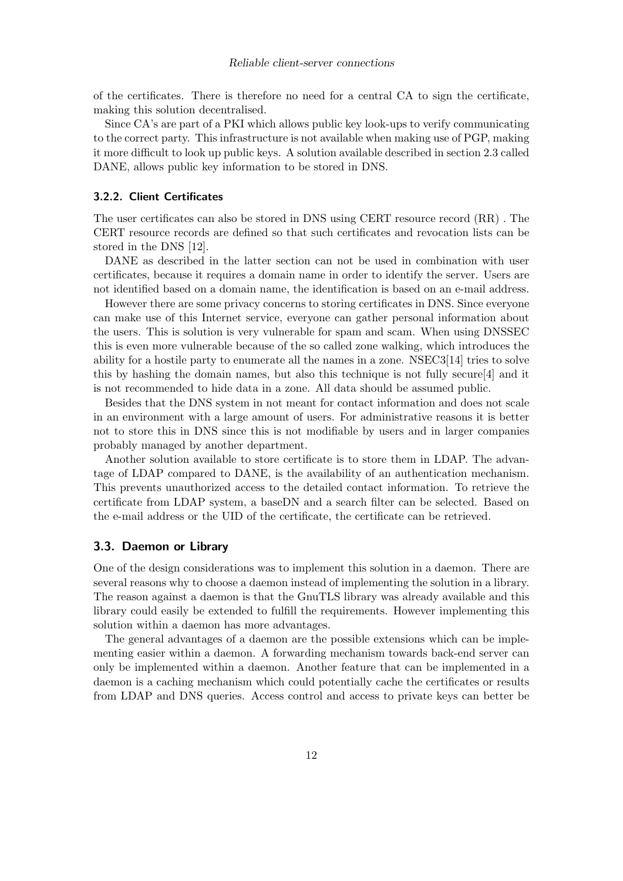of the certificates. There is therefore no need for a central CA to sign the certificate, making this solution decentralised.

Since CA's are part of a PKI which allows public key look-ups to verify communicating to the correct party. This infrastructure is not available when making use of PGP, making it more difficult to look up public keys. A solution available described in section 2.3 called DANE, allows public key information to be stored in DNS.

### 3.2.2. Client Certificates

The user certificates can also be stored in DNS using CERT resource record (RR) . The CERT resource records are defined so that such certificates and revocation lists can be stored in the DNS [12].

DANE as described in the latter section can not be used in combination with user certificates, because it requires a domain name in order to identify the server. Users are not identified based on a domain name, the identification is based on an e-mail address.

However there are some privacy concerns to storing certificates in DNS. Since everyone can make use of this Internet service, everyone can gather personal information about the users. This is solution is very vulnerable for spam and scam. When using DNSSEC this is even more vulnerable because of the so called zone walking, which introduces the ability for a hostile party to enumerate all the names in a zone. NSEC3[14] tries to solve this by hashing the domain names, but also this technique is not fully secure[4] and it is not recommended to hide data in a zone. All data should be assumed public.

Besides that the DNS system in not meant for contact information and does not scale in an environment with a large amount of users. For administrative reasons it is better not to store this in DNS since this is not modifiable by users and in larger companies probably managed by another department.

Another solution available to store certificate is to store them in LDAP. The advantage of LDAP compared to DANE, is the availability of an authentication mechanism. This prevents unauthorized access to the detailed contact information. To retrieve the certificate from LDAP system, a baseDN and a search filter can be selected. Based on the e-mail address or the UID of the certificate, the certificate can be retrieved.

## 3.3. Daemon or Library

One of the design considerations was to implement this solution in a daemon. There are several reasons why to choose a daemon instead of implementing the solution in a library. The reason against a daemon is that the GnuTLS library was already available and this library could easily be extended to fulfill the requirements. However implementing this solution within a daemon has more advantages.

The general advantages of a daemon are the possible extensions which can be implementing easier within a daemon. A forwarding mechanism towards back-end server can only be implemented within a daemon. Another feature that can be implemented in a daemon is a caching mechanism which could potentially cache the certificates or results from LDAP and DNS queries. Access control and access to private keys can better be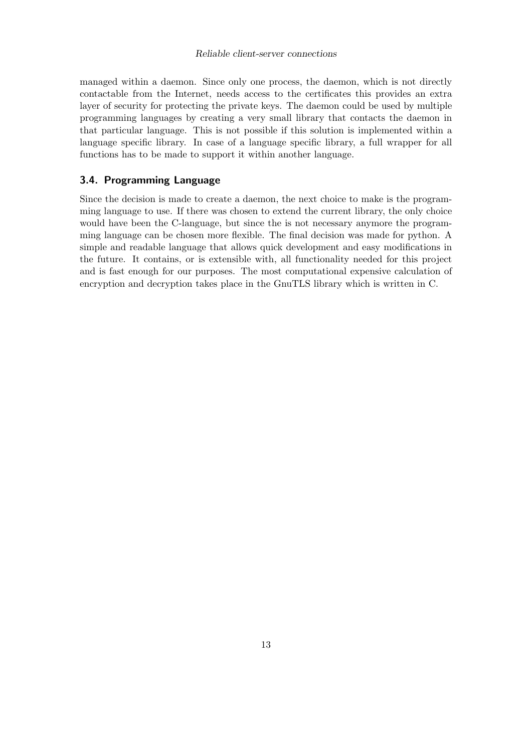managed within a daemon. Since only one process, the daemon, which is not directly contactable from the Internet, needs access to the certificates this provides an extra layer of security for protecting the private keys. The daemon could be used by multiple programming languages by creating a very small library that contacts the daemon in that particular language. This is not possible if this solution is implemented within a language specific library. In case of a language specific library, a full wrapper for all functions has to be made to support it within another language.

## 3.4. Programming Language

Since the decision is made to create a daemon, the next choice to make is the programming language to use. If there was chosen to extend the current library, the only choice would have been the C-language, but since the is not necessary anymore the programming language can be chosen more flexible. The final decision was made for python. A simple and readable language that allows quick development and easy modifications in the future. It contains, or is extensible with, all functionality needed for this project and is fast enough for our purposes. The most computational expensive calculation of encryption and decryption takes place in the GnuTLS library which is written in C.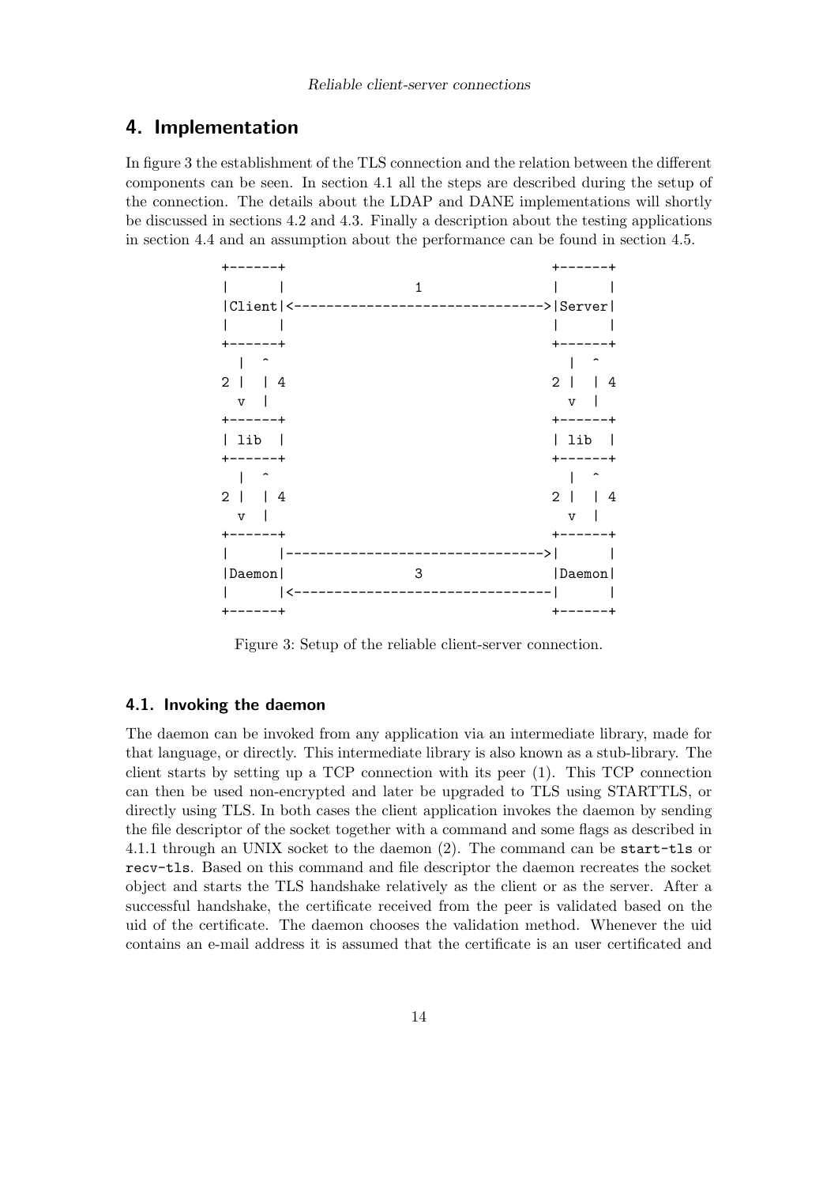# 4. Implementation

In figure 3 the establishment of the TLS connection and the relation between the different components can be seen. In section 4.1 all the steps are described during the setup of the connection. The details about the LDAP and DANE implementations will shortly be discussed in sections 4.2 and 4.3. Finally a description about the testing applications in section 4.4 and an assumption about the performance can be found in section 4.5.

```
+------+                                +------+
|      |               1                |      |
|Client|<------------------------------>|Server|
|      |                                |      |
+------+                                +------+
  |  ^                                    |  ^
2 |  | 4                                2 |  | 4
  v  |                                    v  |
+------+                                +------+
| lib  |                                | lib  |
+------+                                +------+
  |  ^                                    |  ^
2 |  | 4                                2 |  | 4
  v  |                                    v  |
+------+                                +------+
|      |------------------------------->|      |
|Daemon|               3                |Daemon|
|      |<-------------------------------|      |
+------+                                +------+
```

Figure 3: Setup of the reliable client-server connection.

## 4.1. Invoking the daemon

The daemon can be invoked from any application via an intermediate library, made for that language, or directly. This intermediate library is also known as a stub-library. The client starts by setting up a TCP connection with its peer (1). This TCP connection can then be used non-encrypted and later be upgraded to TLS using STARTTLS, or directly using TLS. In both cases the client application invokes the daemon by sending the file descriptor of the socket together with a command and some flags as described in 4.1.1 through an UNIX socket to the daemon (2). The command can be `start-tls` or `recv-tls`. Based on this command and file descriptor the daemon recreates the socket object and starts the TLS handshake relatively as the client or as the server. After a successful handshake, the certificate received from the peer is validated based on the uid of the certificate. The daemon chooses the validation method. Whenever the uid contains an e-mail address it is assumed that the certificate is an user certificated and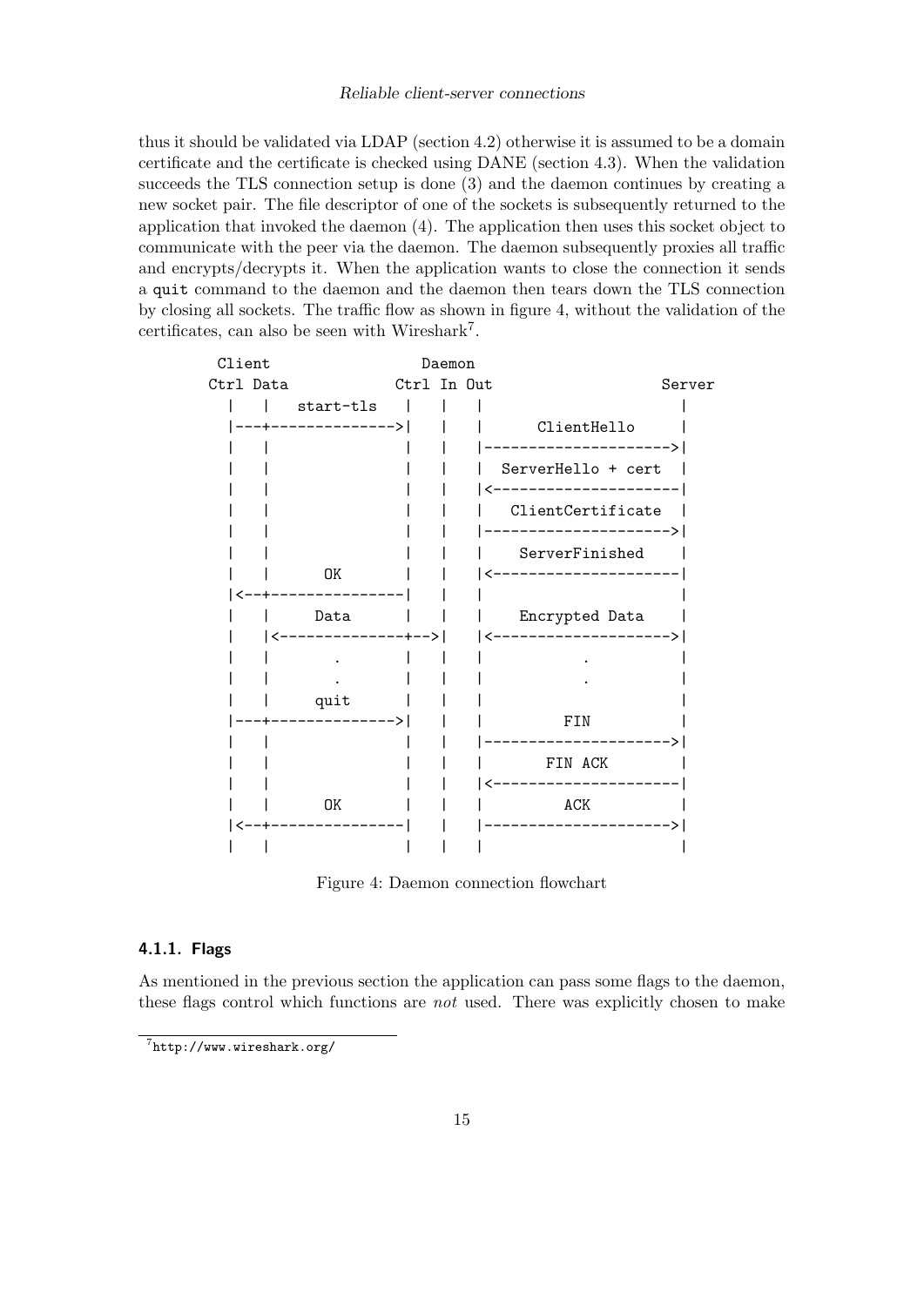thus it should be validated via LDAP (section 4.2) otherwise it is assumed to be a domain certificate and the certificate is checked using DANE (section 4.3). When the validation succeeds the TLS connection setup is done (3) and the daemon continues by creating a new socket pair. The file descriptor of one of the sockets is subsequently returned to the application that invoked the daemon (4). The application then uses this socket object to communicate with the peer via the daemon. The daemon subsequently proxies all traffic and encrypts/decrypts it. When the application wants to close the connection it sends a `quit` command to the daemon and the daemon then tears down the TLS connection by closing all sockets. The traffic flow as shown in figure 4, without the validation of the certificates, can also be seen with Wireshark[7].

```
  Client                  Daemon
Ctrl Data             Ctrl In Out                   Server
  |    |   start-tls    |    |   |                       |
  |---+--------------->|    |   |      ClientHello      |
  |    |                |    |   |---------------------->|
  |    |                |    |   |   ServerHello + cert  |
  |    |                |    |   |<----------------------|
  |    |                |    |   |   ClientCertificate   |
  |    |                |    |   |---------------------->|
  |    |                |    |   |     ServerFinished    |
  |    |       OK       |    |   |<----------------------|
  |<--+----------------|    |   |                       |
  |    |      Data      |    |   |     Encrypted Data    |
  |    |<--------------+-->|   |<--------------------->|
  |    |        .       |    |   |           .           |
  |    |        .       |    |   |           .           |
  |    |      quit      |    |   |                       |
  |---+--------------->|    |   |          FIN          |
  |    |                |    |   |---------------------->|
  |    |                |    |   |        FIN ACK        |
  |    |                |    |   |<----------------------|
  |    |       OK       |    |   |          ACK          |
  |<--+----------------|    |   |---------------------->|
  |    |                |    |   |                       |
```

Figure 4: Daemon connection flowchart

### 4.1.1. Flags

As mentioned in the previous section the application can pass some flags to the daemon, these flags control which functions are *not* used. There was explicitly chosen to make

[7] http://www.wireshark.org/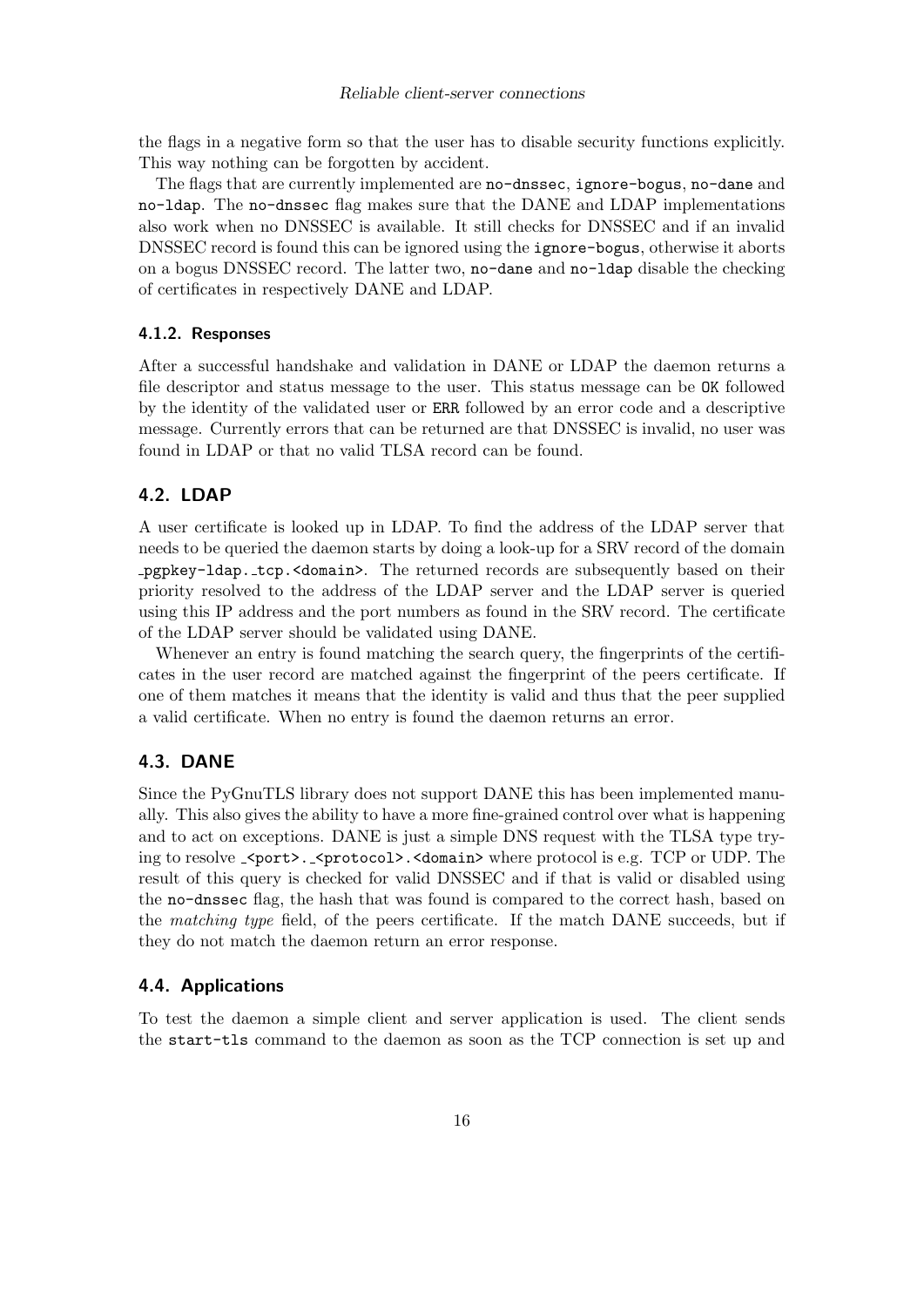the flags in a negative form so that the user has to disable security functions explicitly. This way nothing can be forgotten by accident.

The flags that are currently implemented are `no-dnssec`, `ignore-bogus`, `no-dane` and `no-ldap`. The `no-dnssec` flag makes sure that the DANE and LDAP implementations also work when no DNSSEC is available. It still checks for DNSSEC and if an invalid DNSSEC record is found this can be ignored using the `ignore-bogus`, otherwise it aborts on a bogus DNSSEC record. The latter two, `no-dane` and `no-ldap` disable the checking of certificates in respectively DANE and LDAP.

#### 4.1.2. Responses

After a successful handshake and validation in DANE or LDAP the daemon returns a file descriptor and status message to the user. This status message can be `OK` followed by the identity of the validated user or `ERR` followed by an error code and a descriptive message. Currently errors that can be returned are that DNSSEC is invalid, no user was found in LDAP or that no valid TLSA record can be found.

### 4.2. LDAP

A user certificate is looked up in LDAP. To find the address of the LDAP server that needs to be queried the daemon starts by doing a look-up for a SRV record of the domain `_pgpkey-ldap._tcp.<domain>`. The returned records are subsequently based on their priority resolved to the address of the LDAP server and the LDAP server is queried using this IP address and the port numbers as found in the SRV record. The certificate of the LDAP server should be validated using DANE.

Whenever an entry is found matching the search query, the fingerprints of the certificates in the user record are matched against the fingerprint of the peers certificate. If one of them matches it means that the identity is valid and thus that the peer supplied a valid certificate. When no entry is found the daemon returns an error.

### 4.3. DANE

Since the PyGnuTLS library does not support DANE this has been implemented manually. This also gives the ability to have a more fine-grained control over what is happening and to act on exceptions. DANE is just a simple DNS request with the TLSA type trying to resolve `_<port>._<protocol>.<domain>` where protocol is e.g. TCP or UDP. The result of this query is checked for valid DNSSEC and if that is valid or disabled using the `no-dnssec` flag, the hash that was found is compared to the correct hash, based on the *matching type* field, of the peers certificate. If the match DANE succeeds, but if they do not match the daemon return an error response.

### 4.4. Applications

To test the daemon a simple client and server application is used. The client sends the `start-tls` command to the daemon as soon as the TCP connection is set up and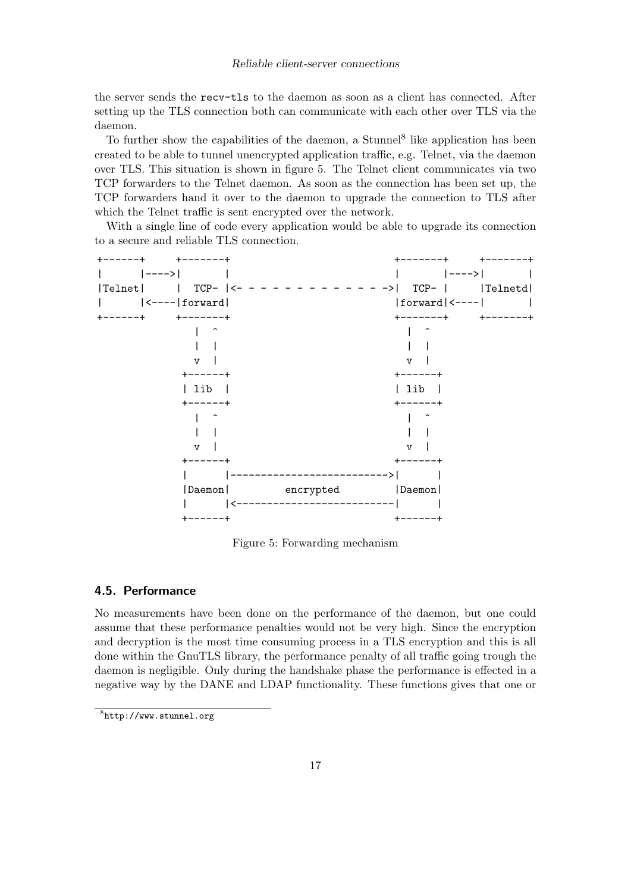the server sends the `recv-tls` to the daemon as soon as a client has connected. After setting up the TLS connection both can communicate with each other over TLS via the daemon.

To further show the capabilities of the daemon, a Stunnel[8] like application has been created to be able to tunnel unencrypted application traffic, e.g. Telnet, via the daemon over TLS. This situation is shown in figure 5. The Telnet client communicates via two TCP forwarders to the Telnet daemon. As soon as the connection has been set up, the TCP forwarders hand it over to the daemon to upgrade the connection to TLS after which the Telnet traffic is sent encrypted over the network.

With a single line of code every application would be able to upgrade its connection to a secure and reliable TLS connection.

```
+------+     +-------+                           +-------+     +-------+
|      |---->|       |                           |       |---->|       |
|Telnet|     |  TCP- |<- - - - - - - - - - - - ->|  TCP- |     |Telnetd|
|      |<----|forward|                           |forward|<----|       |
+------+     +-------+                           +-------+     +-------+
               |  ^                                |  ^
               |  |                                |  |
               v  |                                v  |
              +------+                            +------+
              | lib  |                            | lib  |
              +------+                            +------+
               |  ^                                |  ^
               |  |                                |  |
               v  |                                v  |
              +------+                            +------+
              |      |--------------------------->|      |
              |Daemon|         encrypted          |Daemon|
              |      |<---------------------------|      |
              +------+                            +------+
```

Figure 5: Forwarding mechanism

### 4.5. Performance

No measurements have been done on the performance of the daemon, but one could assume that these performance penalties would not be very high. Since the encryption and decryption is the most time consuming process in a TLS encryption and this is all done within the GnuTLS library, the performance penalty of all traffic going trough the daemon is negligible. Only during the handshake phase the performance is effected in a negative way by the DANE and LDAP functionality. These functions gives that one or

[8] http://www.stunnel.org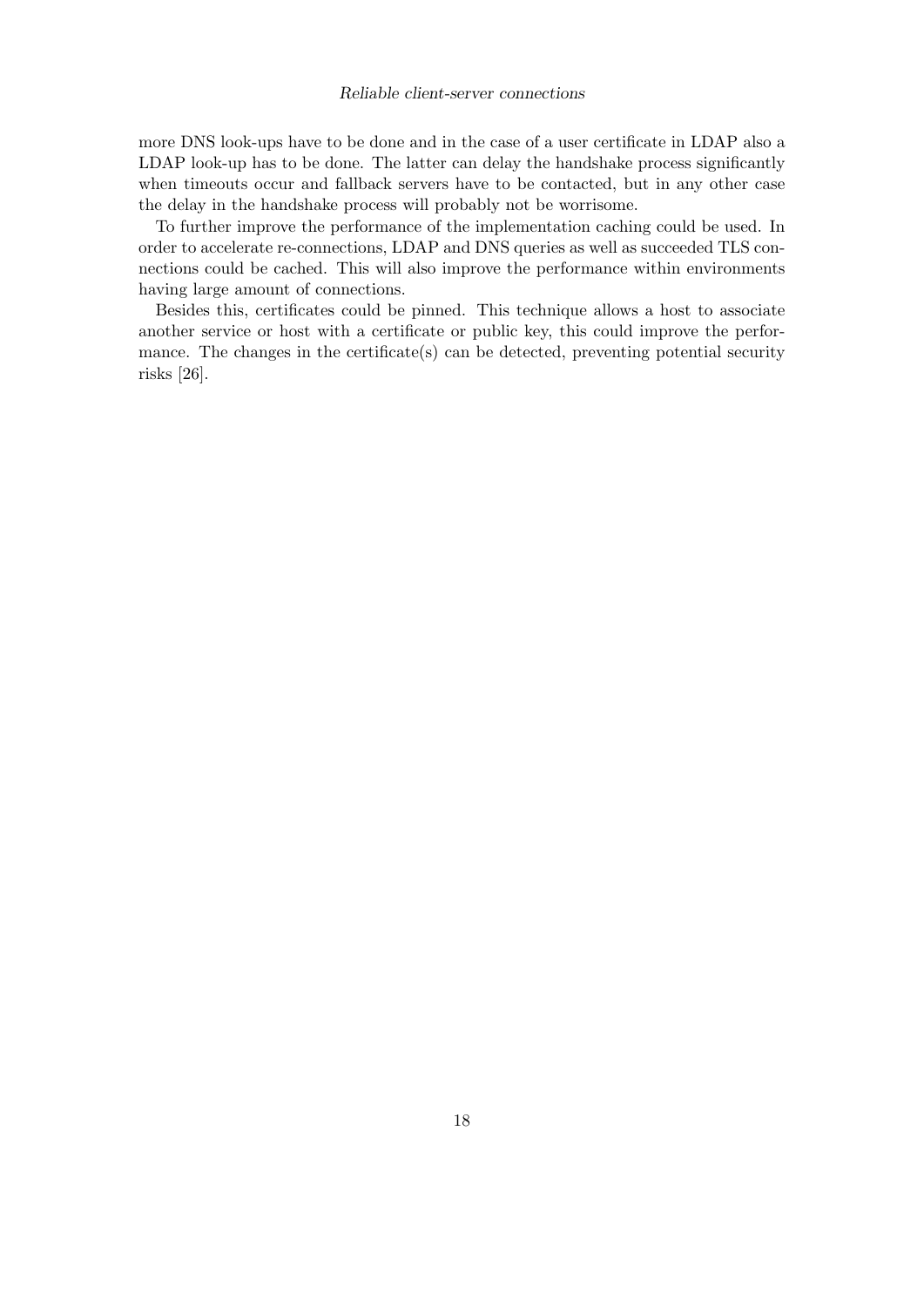more DNS look-ups have to be done and in the case of a user certificate in LDAP also a LDAP look-up has to be done. The latter can delay the handshake process significantly when timeouts occur and fallback servers have to be contacted, but in any other case the delay in the handshake process will probably not be worrisome.

To further improve the performance of the implementation caching could be used. In order to accelerate re-connections, LDAP and DNS queries as well as succeeded TLS connections could be cached. This will also improve the performance within environments having large amount of connections.

Besides this, certificates could be pinned. This technique allows a host to associate another service or host with a certificate or public key, this could improve the performance. The changes in the certificate(s) can be detected, preventing potential security risks [26].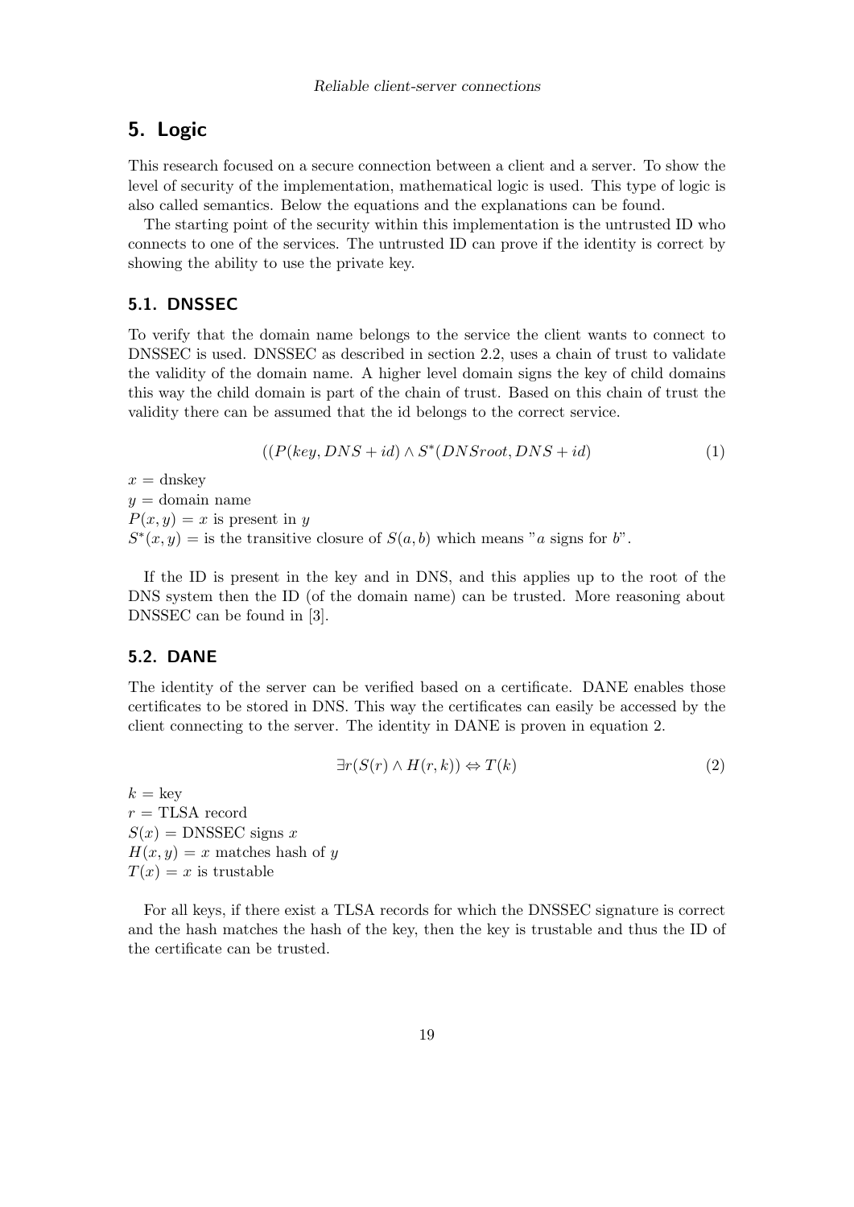# 5. Logic

This research focused on a secure connection between a client and a server. To show the level of security of the implementation, mathematical logic is used. This type of logic is also called semantics. Below the equations and the explanations can be found.

The starting point of the security within this implementation is the untrusted ID who connects to one of the services. The untrusted ID can prove if the identity is correct by showing the ability to use the private key.

## 5.1. DNSSEC

To verify that the domain name belongs to the service the client wants to connect to DNSSEC is used. DNSSEC as described in section 2.2, uses a chain of trust to validate the validity of the domain name. A higher level domain signs the key of child domains this way the child domain is part of the chain of trust. Based on this chain of trust the validity there can be assumed that the id belongs to the correct service.

$$((P(key, DNS + id) \land S^{*}(DNSroot, DNS + id) \tag{1}$$

$x$ = dnskey  
$y$ = domain name  
$P(x, y)$ = $x$ is present in $y$  
$S^{*}(x, y)$ = is the transitive closure of $S(a, b)$ which means "$a$ signs for $b$".

If the ID is present in the key and in DNS, and this applies up to the root of the DNS system then the ID (of the domain name) can be trusted. More reasoning about DNSSEC can be found in [3].

## 5.2. DANE

The identity of the server can be verified based on a certificate. DANE enables those certificates to be stored in DNS. This way the certificates can easily be accessed by the client connecting to the server. The identity in DANE is proven in equation 2.

$$\exists r(S(r) \land H(r, k)) \Leftrightarrow T(k) \tag{2}$$

$k$ = key  
$r$ = TLSA record  
$S(x)$ = DNSSEC signs $x$  
$H(x, y)$ = $x$ matches hash of $y$  
$T(x)$ = $x$ is trustable

For all keys, if there exist a TLSA records for which the DNSSEC signature is correct and the hash matches the hash of the key, then the key is trustable and thus the ID of the certificate can be trusted.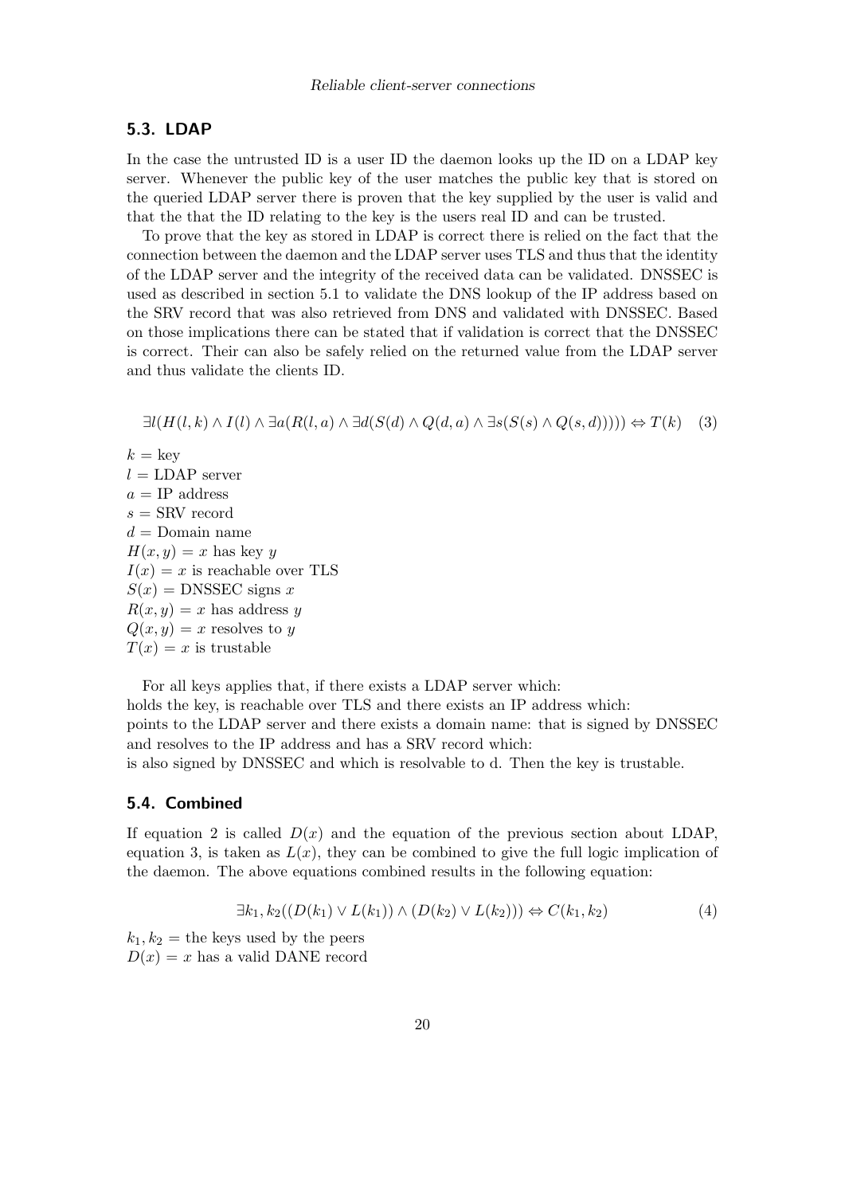## 5.3. LDAP

In the case the untrusted ID is a user ID the daemon looks up the ID on a LDAP key server. Whenever the public key of the user matches the public key that is stored on the queried LDAP server there is proven that the key supplied by the user is valid and that the that the ID relating to the key is the users real ID and can be trusted.

To prove that the key as stored in LDAP is correct there is relied on the fact that the connection between the daemon and the LDAP server uses TLS and thus that the identity of the LDAP server and the integrity of the received data can be validated. DNSSEC is used as described in section 5.1 to validate the DNS lookup of the IP address based on the SRV record that was also retrieved from DNS and validated with DNSSEC. Based on those implications there can be stated that if validation is correct that the DNSSEC is correct. Their can also be safely relied on the returned value from the LDAP server and thus validate the clients ID.

$$\exists l(H(l,k) \land I(l) \land \exists a(R(l,a) \land \exists d(S(d) \land Q(d,a) \land \exists s(S(s) \land Q(s,d))))) \Leftrightarrow T(k) \quad (3)$$

$k$ = key
$l$ = LDAP server
$a$ = IP address
$s$ = SRV record
$d$ = Domain name
$H(x, y)$ = $x$ has key $y$
$I(x)$ = $x$ is reachable over TLS
$S(x)$ = DNSSEC signs $x$
$R(x, y)$ = $x$ has address $y$
$Q(x, y)$ = $x$ resolves to $y$
$T(x)$ = $x$ is trustable

For all keys applies that, if there exists a LDAP server which:
holds the key, is reachable over TLS and there exists an IP address which:
points to the LDAP server and there exists a domain name: that is signed by DNSSEC and resolves to the IP address and has a SRV record which:
is also signed by DNSSEC and which is resolvable to d. Then the key is trustable.

## 5.4. Combined

If equation 2 is called $D(x)$ and the equation of the previous section about LDAP, equation 3, is taken as $L(x)$, they can be combined to give the full logic implication of the daemon. The above equations combined results in the following equation:

$$\exists k_1, k_2((D(k_1) \lor L(k_1)) \land (D(k_2) \lor L(k_2))) \Leftrightarrow C(k_1, k_2) \quad (4)$$

$k_1, k_2$ = the keys used by the peers
$D(x)$ = $x$ has a valid DANE record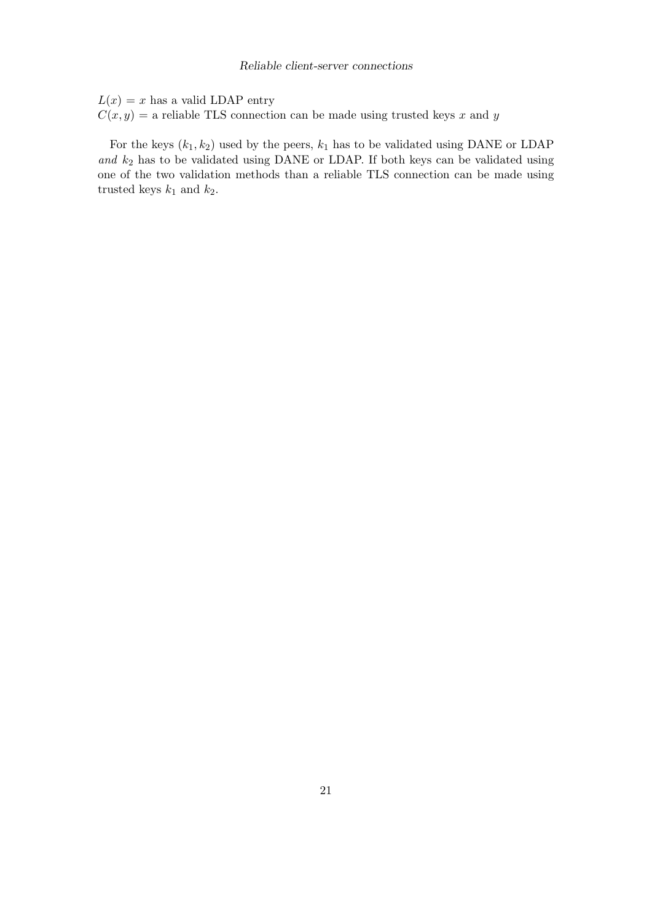$L(x) = x$ has a valid LDAP entry
$C(x, y) =$ a reliable TLS connection can be made using trusted keys $x$ and $y$

For the keys $(k_1, k_2)$ used by the peers, $k_1$ has to be validated using DANE or LDAP *and* $k_2$ has to be validated using DANE or LDAP. If both keys can be validated using one of the two validation methods than a reliable TLS connection can be made using trusted keys $k_1$ and $k_2$.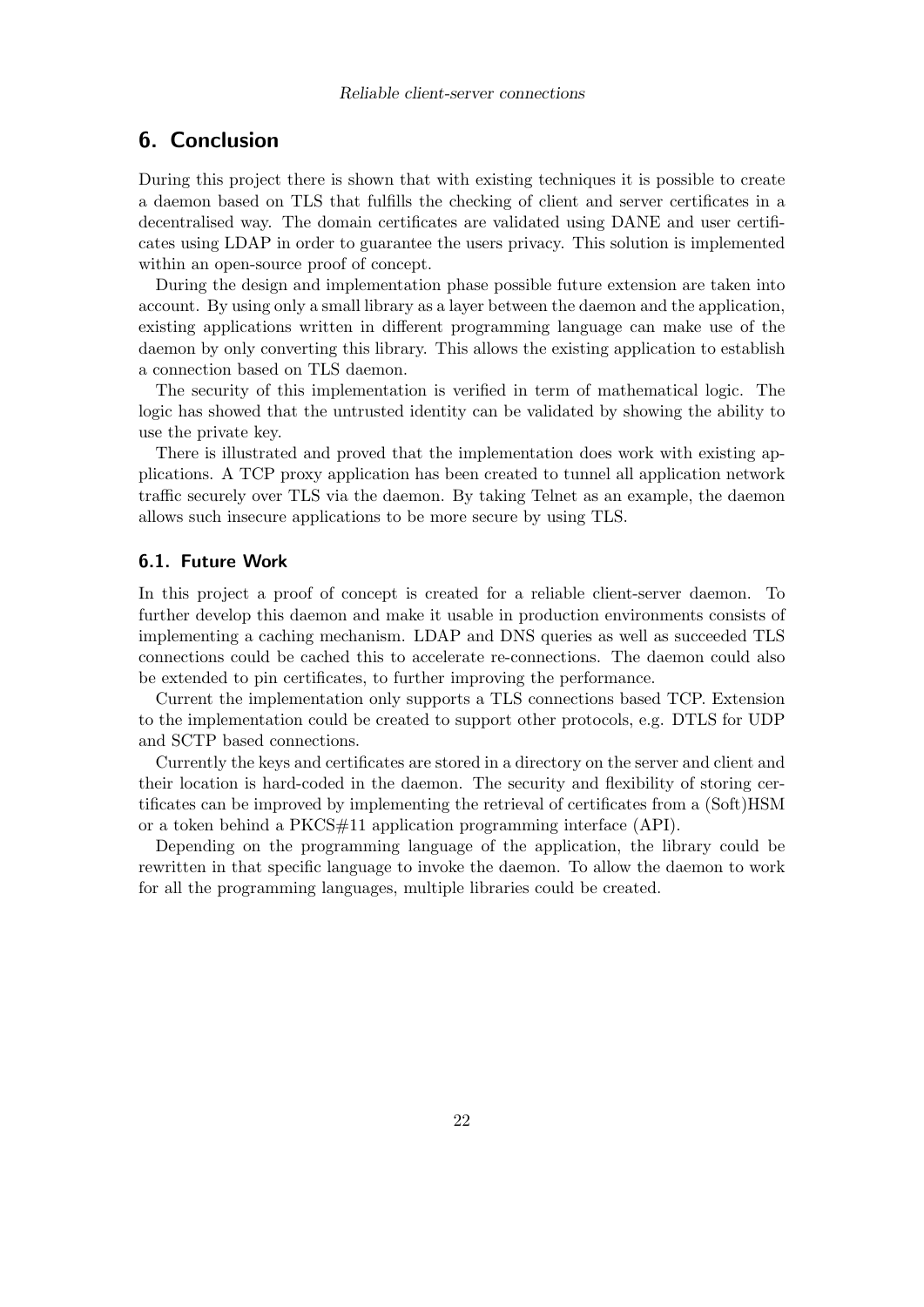# 6. Conclusion

During this project there is shown that with existing techniques it is possible to create a daemon based on TLS that fulfills the checking of client and server certificates in a decentralised way. The domain certificates are validated using DANE and user certificates using LDAP in order to guarantee the users privacy. This solution is implemented within an open-source proof of concept.

During the design and implementation phase possible future extension are taken into account. By using only a small library as a layer between the daemon and the application, existing applications written in different programming language can make use of the daemon by only converting this library. This allows the existing application to establish a connection based on TLS daemon.

The security of this implementation is verified in term of mathematical logic. The logic has showed that the untrusted identity can be validated by showing the ability to use the private key.

There is illustrated and proved that the implementation does work with existing applications. A TCP proxy application has been created to tunnel all application network traffic securely over TLS via the daemon. By taking Telnet as an example, the daemon allows such insecure applications to be more secure by using TLS.

## 6.1. Future Work

In this project a proof of concept is created for a reliable client-server daemon. To further develop this daemon and make it usable in production environments consists of implementing a caching mechanism. LDAP and DNS queries as well as succeeded TLS connections could be cached this to accelerate re-connections. The daemon could also be extended to pin certificates, to further improving the performance.

Current the implementation only supports a TLS connections based TCP. Extension to the implementation could be created to support other protocols, e.g. DTLS for UDP and SCTP based connections.

Currently the keys and certificates are stored in a directory on the server and client and their location is hard-coded in the daemon. The security and flexibility of storing certificates can be improved by implementing the retrieval of certificates from a (Soft)HSM or a token behind a PKCS#11 application programming interface (API).

Depending on the programming language of the application, the library could be rewritten in that specific language to invoke the daemon. To allow the daemon to work for all the programming languages, multiple libraries could be created.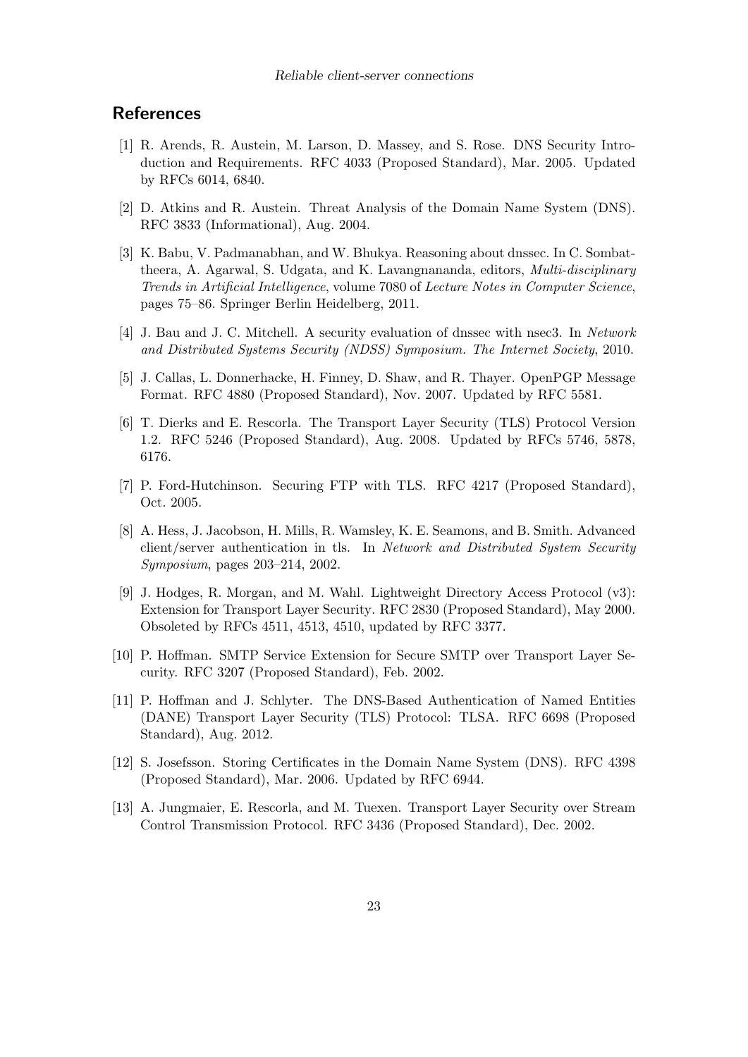## References

[1] R. Arends, R. Austein, M. Larson, D. Massey, and S. Rose. DNS Security Introduction and Requirements. RFC 4033 (Proposed Standard), Mar. 2005. Updated by RFCs 6014, 6840.

[2] D. Atkins and R. Austein. Threat Analysis of the Domain Name System (DNS). RFC 3833 (Informational), Aug. 2004.

[3] K. Babu, V. Padmanabhan, and W. Bhukya. Reasoning about dnssec. In C. Sombattheera, A. Agarwal, S. Udgata, and K. Lavangnananda, editors, *Multi-disciplinary Trends in Artificial Intelligence*, volume 7080 of *Lecture Notes in Computer Science*, pages 75–86. Springer Berlin Heidelberg, 2011.

[4] J. Bau and J. C. Mitchell. A security evaluation of dnssec with nsec3. In *Network and Distributed Systems Security (NDSS) Symposium. The Internet Society*, 2010.

[5] J. Callas, L. Donnerhacke, H. Finney, D. Shaw, and R. Thayer. OpenPGP Message Format. RFC 4880 (Proposed Standard), Nov. 2007. Updated by RFC 5581.

[6] T. Dierks and E. Rescorla. The Transport Layer Security (TLS) Protocol Version 1.2. RFC 5246 (Proposed Standard), Aug. 2008. Updated by RFCs 5746, 5878, 6176.

[7] P. Ford-Hutchinson. Securing FTP with TLS. RFC 4217 (Proposed Standard), Oct. 2005.

[8] A. Hess, J. Jacobson, H. Mills, R. Wamsley, K. E. Seamons, and B. Smith. Advanced client/server authentication in tls. In *Network and Distributed System Security Symposium*, pages 203–214, 2002.

[9] J. Hodges, R. Morgan, and M. Wahl. Lightweight Directory Access Protocol (v3): Extension for Transport Layer Security. RFC 2830 (Proposed Standard), May 2000. Obsoleted by RFCs 4511, 4513, 4510, updated by RFC 3377.

[10] P. Hoffman. SMTP Service Extension for Secure SMTP over Transport Layer Security. RFC 3207 (Proposed Standard), Feb. 2002.

[11] P. Hoffman and J. Schlyter. The DNS-Based Authentication of Named Entities (DANE) Transport Layer Security (TLS) Protocol: TLSA. RFC 6698 (Proposed Standard), Aug. 2012.

[12] S. Josefsson. Storing Certificates in the Domain Name System (DNS). RFC 4398 (Proposed Standard), Mar. 2006. Updated by RFC 6944.

[13] A. Jungmaier, E. Rescorla, and M. Tuexen. Transport Layer Security over Stream Control Transmission Protocol. RFC 3436 (Proposed Standard), Dec. 2002.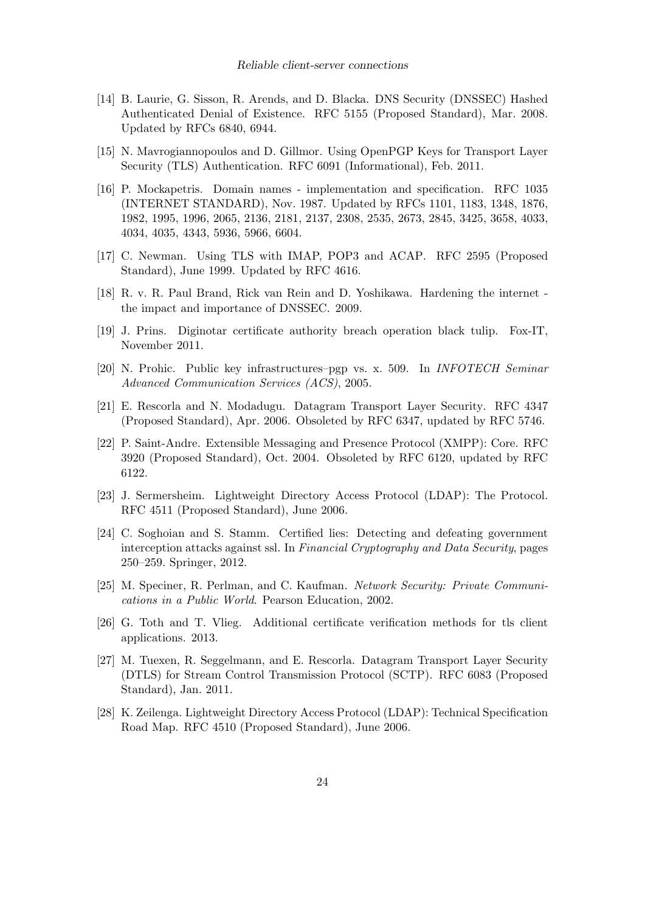[14] B. Laurie, G. Sisson, R. Arends, and D. Blacka. DNS Security (DNSSEC) Hashed Authenticated Denial of Existence. RFC 5155 (Proposed Standard), Mar. 2008. Updated by RFCs 6840, 6944.

[15] N. Mavrogiannopoulos and D. Gillmor. Using OpenPGP Keys for Transport Layer Security (TLS) Authentication. RFC 6091 (Informational), Feb. 2011.

[16] P. Mockapetris. Domain names - implementation and specification. RFC 1035 (INTERNET STANDARD), Nov. 1987. Updated by RFCs 1101, 1183, 1348, 1876, 1982, 1995, 1996, 2065, 2136, 2181, 2137, 2308, 2535, 2673, 2845, 3425, 3658, 4033, 4034, 4035, 4343, 5936, 5966, 6604.

[17] C. Newman. Using TLS with IMAP, POP3 and ACAP. RFC 2595 (Proposed Standard), June 1999. Updated by RFC 4616.

[18] R. v. R. Paul Brand, Rick van Rein and D. Yoshikawa. Hardening the internet - the impact and importance of DNSSEC. 2009.

[19] J. Prins. Diginotar certificate authority breach operation black tulip. Fox-IT, November 2011.

[20] N. Prohic. Public key infrastructures–pgp vs. x. 509. In *INFOTECH Seminar Advanced Communication Services (ACS)*, 2005.

[21] E. Rescorla and N. Modadugu. Datagram Transport Layer Security. RFC 4347 (Proposed Standard), Apr. 2006. Obsoleted by RFC 6347, updated by RFC 5746.

[22] P. Saint-Andre. Extensible Messaging and Presence Protocol (XMPP): Core. RFC 3920 (Proposed Standard), Oct. 2004. Obsoleted by RFC 6120, updated by RFC 6122.

[23] J. Sermersheim. Lightweight Directory Access Protocol (LDAP): The Protocol. RFC 4511 (Proposed Standard), June 2006.

[24] C. Soghoian and S. Stamm. Certified lies: Detecting and defeating government interception attacks against ssl. In *Financial Cryptography and Data Security*, pages 250–259. Springer, 2012.

[25] M. Speciner, R. Perlman, and C. Kaufman. *Network Security: Private Communications in a Public World*. Pearson Education, 2002.

[26] G. Toth and T. Vlieg. Additional certificate verification methods for tls client applications. 2013.

[27] M. Tuexen, R. Seggelmann, and E. Rescorla. Datagram Transport Layer Security (DTLS) for Stream Control Transmission Protocol (SCTP). RFC 6083 (Proposed Standard), Jan. 2011.

[28] K. Zeilenga. Lightweight Directory Access Protocol (LDAP): Technical Specification Road Map. RFC 4510 (Proposed Standard), June 2006.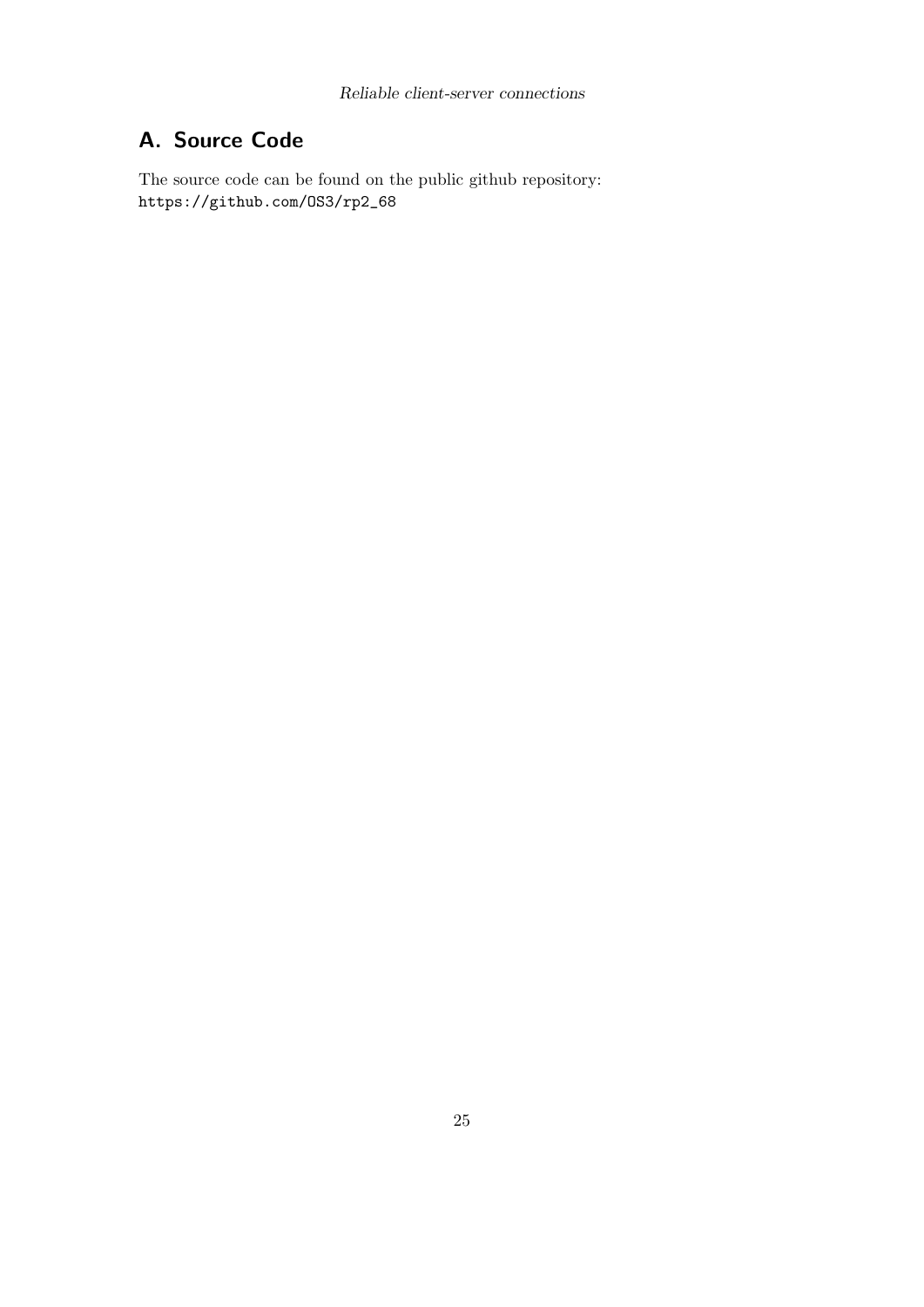# A. Source Code

The source code can be found on the public github repository:
https://github.com/OS3/rp2_68